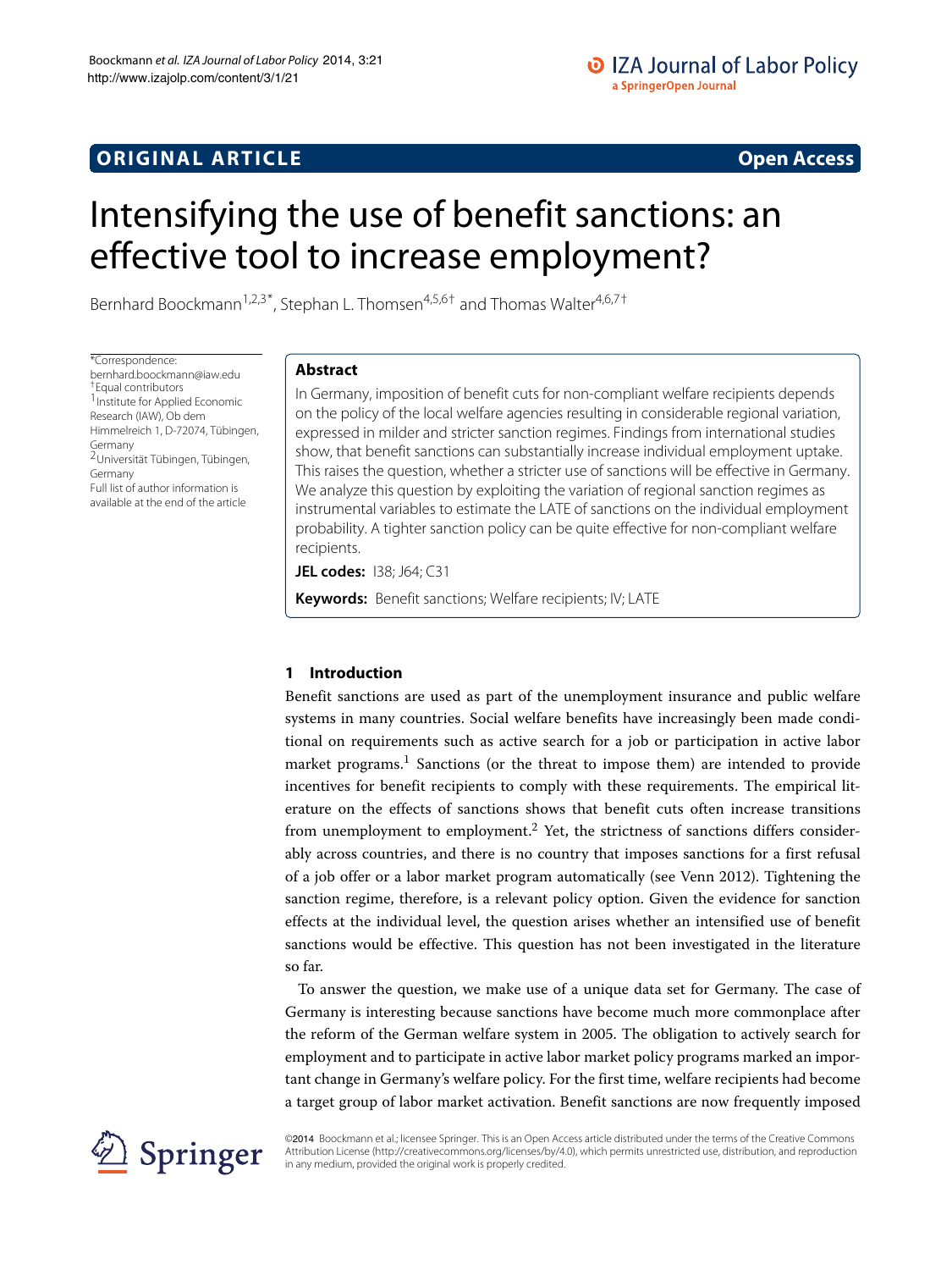ORIGINAL ARTICLE

Open Access

# Intensifying the use of benefit sanctions: an effective tool to increase employment?

Bernhard Boockmann[1,2,3*], Stephan L. Thomsen[4,5,6†] and Thomas Walter[4,6,7†]

*Correspondence: bernhard.boockmann@iaw.edu
†Equal contributors
[1]Institute for Applied Economic Research (IAW), Ob dem Himmelreich 1, D-72074, Tübingen, Germany
[2]Universität Tübingen, Tübingen, Germany
Full list of author information is available at the end of the article

## Abstract

In Germany, imposition of benefit cuts for non-compliant welfare recipients depends on the policy of the local welfare agencies resulting in considerable regional variation, expressed in milder and stricter sanction regimes. Findings from international studies show, that benefit sanctions can substantially increase individual employment uptake. This raises the question, whether a stricter use of sanctions will be effective in Germany. We analyze this question by exploiting the variation of regional sanction regimes as instrumental variables to estimate the LATE of sanctions on the individual employment probability. A tighter sanction policy can be quite effective for non-compliant welfare recipients.

**JEL codes:** I38; J64; C31

**Keywords:** Benefit sanctions; Welfare recipients; IV; LATE

## 1 Introduction

Benefit sanctions are used as part of the unemployment insurance and public welfare systems in many countries. Social welfare benefits have increasingly been made conditional on requirements such as active search for a job or participation in active labor market programs.[1] Sanctions (or the threat to impose them) are intended to provide incentives for benefit recipients to comply with these requirements. The empirical literature on the effects of sanctions shows that benefit cuts often increase transitions from unemployment to employment.[2] Yet, the strictness of sanctions differs considerably across countries, and there is no country that imposes sanctions for a first refusal of a job offer or a labor market program automatically (see Venn 2012). Tightening the sanction regime, therefore, is a relevant policy option. Given the evidence for sanction effects at the individual level, the question arises whether an intensified use of benefit sanctions would be effective. This question has not been investigated in the literature so far.

To answer the question, we make use of a unique data set for Germany. The case of Germany is interesting because sanctions have become much more commonplace after the reform of the German welfare system in 2005. The obligation to actively search for employment and to participate in active labor market policy programs marked an important change in Germany's welfare policy. For the first time, welfare recipients had become a target group of labor market activation. Benefit sanctions are now frequently imposed

©2014 Boockmann et al.; licensee Springer. This is an Open Access article distributed under the terms of the Creative Commons Attribution License (http://creativecommons.org/licenses/by/4.0), which permits unrestricted use, distribution, and reproduction in any medium, provided the original work is properly credited.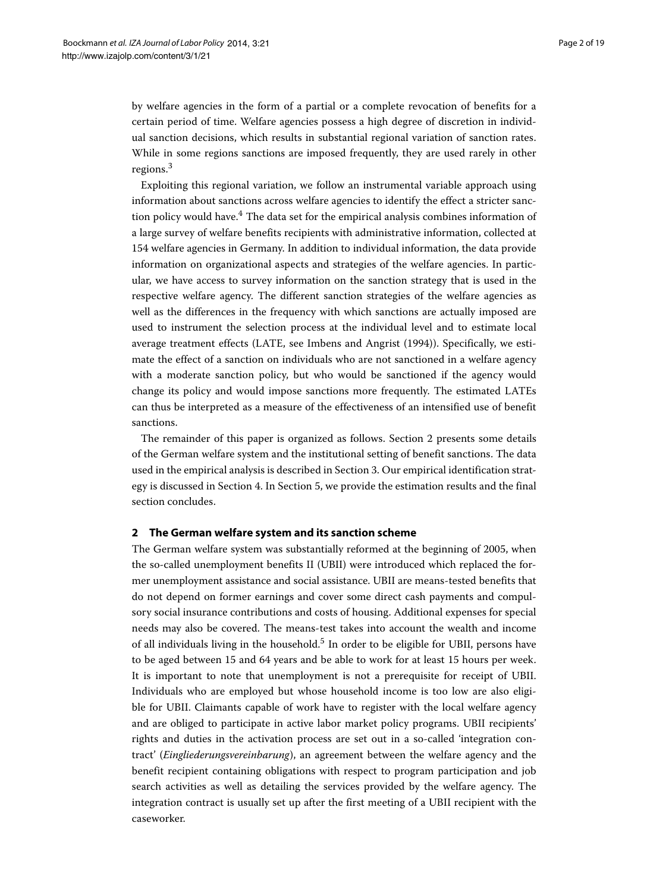by welfare agencies in the form of a partial or a complete revocation of benefits for a certain period of time. Welfare agencies possess a high degree of discretion in individual sanction decisions, which results in substantial regional variation of sanction rates. While in some regions sanctions are imposed frequently, they are used rarely in other regions.[3]

Exploiting this regional variation, we follow an instrumental variable approach using information about sanctions across welfare agencies to identify the effect a stricter sanction policy would have.[4] The data set for the empirical analysis combines information of a large survey of welfare benefits recipients with administrative information, collected at 154 welfare agencies in Germany. In addition to individual information, the data provide information on organizational aspects and strategies of the welfare agencies. In particular, we have access to survey information on the sanction strategy that is used in the respective welfare agency. The different sanction strategies of the welfare agencies as well as the differences in the frequency with which sanctions are actually imposed are used to instrument the selection process at the individual level and to estimate local average treatment effects (LATE, see Imbens and Angrist (1994)). Specifically, we estimate the effect of a sanction on individuals who are not sanctioned in a welfare agency with a moderate sanction policy, but who would be sanctioned if the agency would change its policy and would impose sanctions more frequently. The estimated LATEs can thus be interpreted as a measure of the effectiveness of an intensified use of benefit sanctions.

The remainder of this paper is organized as follows. Section 2 presents some details of the German welfare system and the institutional setting of benefit sanctions. The data used in the empirical analysis is described in Section 3. Our empirical identification strategy is discussed in Section 4. In Section 5, we provide the estimation results and the final section concludes.

## 2 The German welfare system and its sanction scheme

The German welfare system was substantially reformed at the beginning of 2005, when the so-called unemployment benefits II (UBII) were introduced which replaced the former unemployment assistance and social assistance. UBII are means-tested benefits that do not depend on former earnings and cover some direct cash payments and compulsory social insurance contributions and costs of housing. Additional expenses for special needs may also be covered. The means-test takes into account the wealth and income of all individuals living in the household.[5] In order to be eligible for UBII, persons have to be aged between 15 and 64 years and be able to work for at least 15 hours per week. It is important to note that unemployment is not a prerequisite for receipt of UBII. Individuals who are employed but whose household income is too low are also eligible for UBII. Claimants capable of work have to register with the local welfare agency and are obliged to participate in active labor market policy programs. UBII recipients' rights and duties in the activation process are set out in a so-called 'integration contract' (*Eingliederungsvereinbarung*), an agreement between the welfare agency and the benefit recipient containing obligations with respect to program participation and job search activities as well as detailing the services provided by the welfare agency. The integration contract is usually set up after the first meeting of a UBII recipient with the caseworker.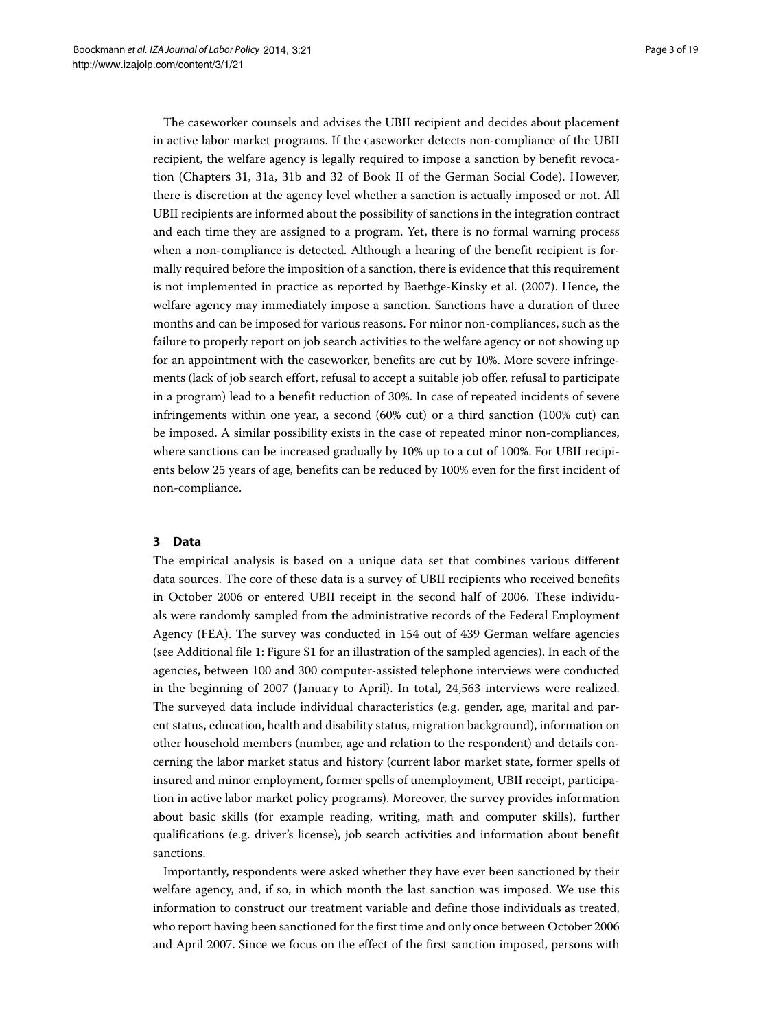The caseworker counsels and advises the UBII recipient and decides about placement in active labor market programs. If the caseworker detects non-compliance of the UBII recipient, the welfare agency is legally required to impose a sanction by benefit revocation (Chapters 31, 31a, 31b and 32 of Book II of the German Social Code). However, there is discretion at the agency level whether a sanction is actually imposed or not. All UBII recipients are informed about the possibility of sanctions in the integration contract and each time they are assigned to a program. Yet, there is no formal warning process when a non-compliance is detected. Although a hearing of the benefit recipient is formally required before the imposition of a sanction, there is evidence that this requirement is not implemented in practice as reported by Baethge-Kinsky et al. (2007). Hence, the welfare agency may immediately impose a sanction. Sanctions have a duration of three months and can be imposed for various reasons. For minor non-compliances, such as the failure to properly report on job search activities to the welfare agency or not showing up for an appointment with the caseworker, benefits are cut by 10%. More severe infringements (lack of job search effort, refusal to accept a suitable job offer, refusal to participate in a program) lead to a benefit reduction of 30%. In case of repeated incidents of severe infringements within one year, a second (60% cut) or a third sanction (100% cut) can be imposed. A similar possibility exists in the case of repeated minor non-compliances, where sanctions can be increased gradually by 10% up to a cut of 100%. For UBII recipients below 25 years of age, benefits can be reduced by 100% even for the first incident of non-compliance.

## 3 Data

The empirical analysis is based on a unique data set that combines various different data sources. The core of these data is a survey of UBII recipients who received benefits in October 2006 or entered UBII receipt in the second half of 2006. These individuals were randomly sampled from the administrative records of the Federal Employment Agency (FEA). The survey was conducted in 154 out of 439 German welfare agencies (see Additional file 1: Figure S1 for an illustration of the sampled agencies). In each of the agencies, between 100 and 300 computer-assisted telephone interviews were conducted in the beginning of 2007 (January to April). In total, 24,563 interviews were realized. The surveyed data include individual characteristics (e.g. gender, age, marital and parent status, education, health and disability status, migration background), information on other household members (number, age and relation to the respondent) and details concerning the labor market status and history (current labor market state, former spells of insured and minor employment, former spells of unemployment, UBII receipt, participation in active labor market policy programs). Moreover, the survey provides information about basic skills (for example reading, writing, math and computer skills), further qualifications (e.g. driver's license), job search activities and information about benefit sanctions.

Importantly, respondents were asked whether they have ever been sanctioned by their welfare agency, and, if so, in which month the last sanction was imposed. We use this information to construct our treatment variable and define those individuals as treated, who report having been sanctioned for the first time and only once between October 2006 and April 2007. Since we focus on the effect of the first sanction imposed, persons with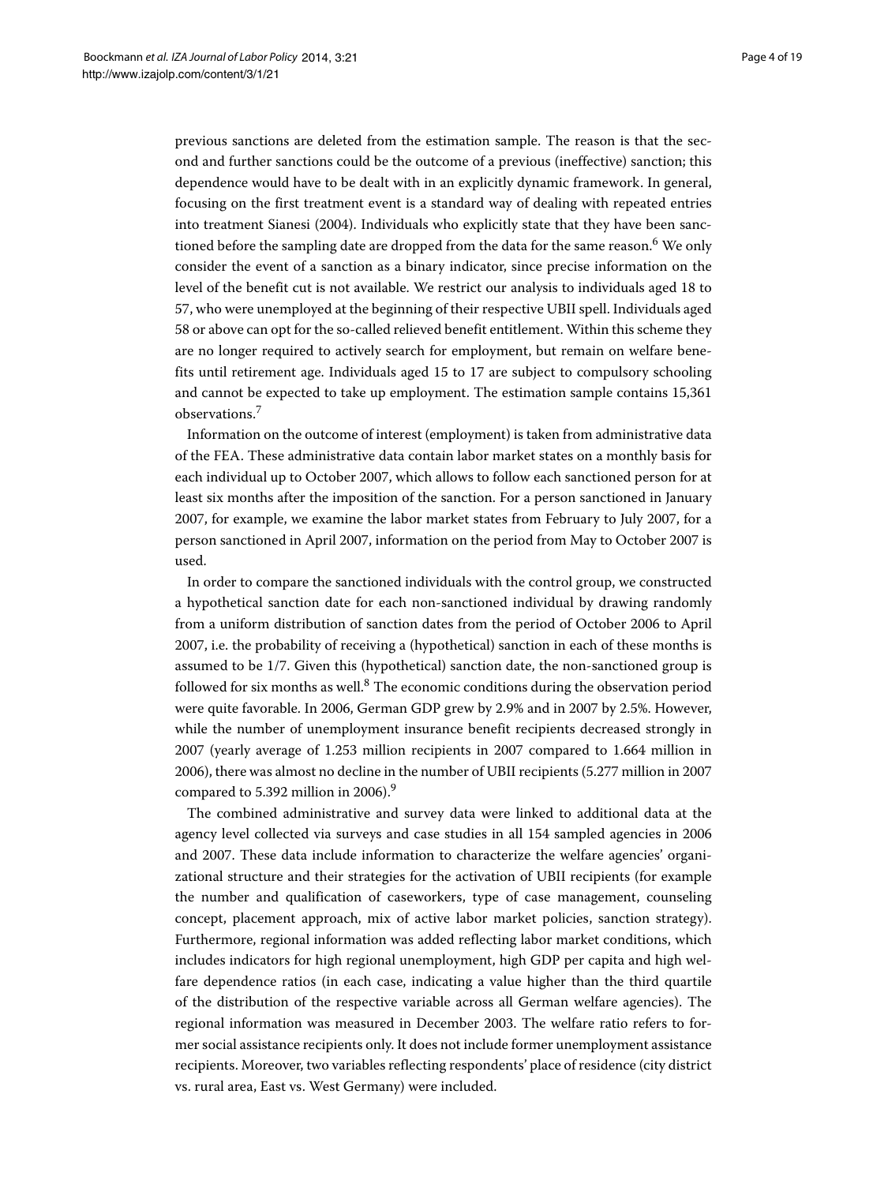previous sanctions are deleted from the estimation sample. The reason is that the second and further sanctions could be the outcome of a previous (ineffective) sanction; this dependence would have to be dealt with in an explicitly dynamic framework. In general, focusing on the first treatment event is a standard way of dealing with repeated entries into treatment Sianesi (2004). Individuals who explicitly state that they have been sanctioned before the sampling date are dropped from the data for the same reason.[6] We only consider the event of a sanction as a binary indicator, since precise information on the level of the benefit cut is not available. We restrict our analysis to individuals aged 18 to 57, who were unemployed at the beginning of their respective UBII spell. Individuals aged 58 or above can opt for the so-called relieved benefit entitlement. Within this scheme they are no longer required to actively search for employment, but remain on welfare benefits until retirement age. Individuals aged 15 to 17 are subject to compulsory schooling and cannot be expected to take up employment. The estimation sample contains 15,361 observations.[7]

Information on the outcome of interest (employment) is taken from administrative data of the FEA. These administrative data contain labor market states on a monthly basis for each individual up to October 2007, which allows to follow each sanctioned person for at least six months after the imposition of the sanction. For a person sanctioned in January 2007, for example, we examine the labor market states from February to July 2007, for a person sanctioned in April 2007, information on the period from May to October 2007 is used.

In order to compare the sanctioned individuals with the control group, we constructed a hypothetical sanction date for each non-sanctioned individual by drawing randomly from a uniform distribution of sanction dates from the period of October 2006 to April 2007, i.e. the probability of receiving a (hypothetical) sanction in each of these months is assumed to be 1/7. Given this (hypothetical) sanction date, the non-sanctioned group is followed for six months as well.[8] The economic conditions during the observation period were quite favorable. In 2006, German GDP grew by 2.9% and in 2007 by 2.5%. However, while the number of unemployment insurance benefit recipients decreased strongly in 2007 (yearly average of 1.253 million recipients in 2007 compared to 1.664 million in 2006), there was almost no decline in the number of UBII recipients (5.277 million in 2007 compared to 5.392 million in 2006).[9]

The combined administrative and survey data were linked to additional data at the agency level collected via surveys and case studies in all 154 sampled agencies in 2006 and 2007. These data include information to characterize the welfare agencies' organizational structure and their strategies for the activation of UBII recipients (for example the number and qualification of caseworkers, type of case management, counseling concept, placement approach, mix of active labor market policies, sanction strategy). Furthermore, regional information was added reflecting labor market conditions, which includes indicators for high regional unemployment, high GDP per capita and high welfare dependence ratios (in each case, indicating a value higher than the third quartile of the distribution of the respective variable across all German welfare agencies). The regional information was measured in December 2003. The welfare ratio refers to former social assistance recipients only. It does not include former unemployment assistance recipients. Moreover, two variables reflecting respondents' place of residence (city district vs. rural area, East vs. West Germany) were included.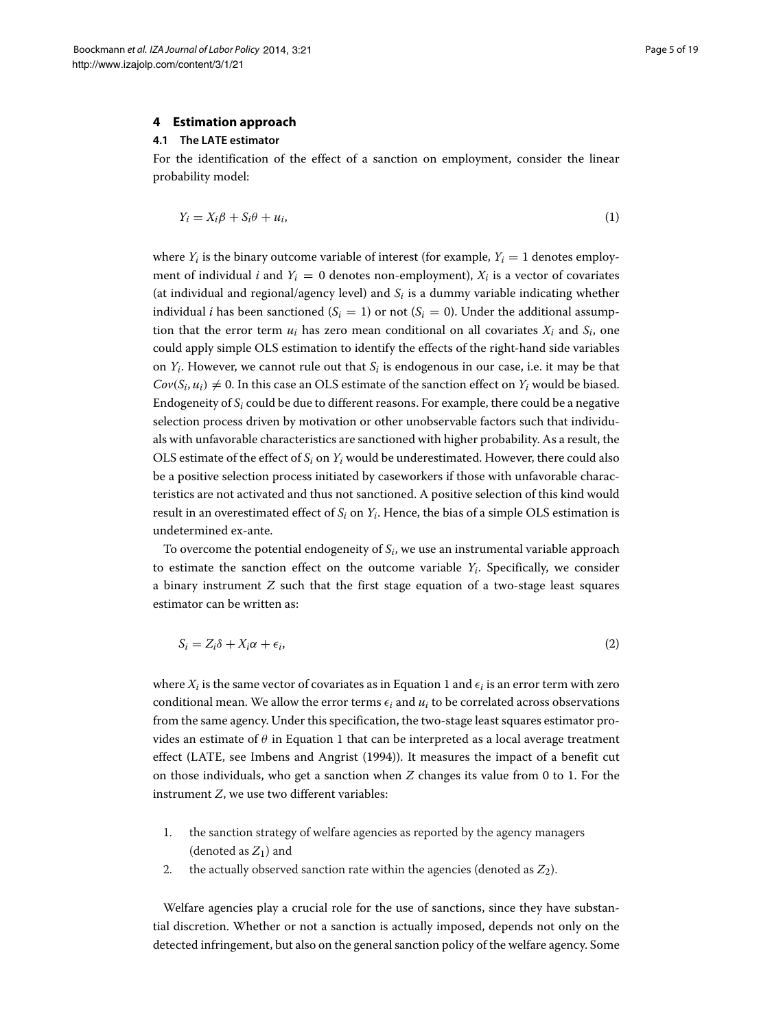## 4 Estimation approach

### 4.1 The LATE estimator

For the identification of the effect of a sanction on employment, consider the linear probability model:

$$Y_i = X_i\beta + S_i\theta + u_i, \tag{1}$$

where $Y_i$ is the binary outcome variable of interest (for example, $Y_i = 1$ denotes employment of individual $i$ and $Y_i = 0$ denotes non-employment), $X_i$ is a vector of covariates (at individual and regional/agency level) and $S_i$ is a dummy variable indicating whether individual $i$ has been sanctioned ($S_i = 1$) or not ($S_i = 0$). Under the additional assumption that the error term $u_i$ has zero mean conditional on all covariates $X_i$ and $S_i$, one could apply simple OLS estimation to identify the effects of the right-hand side variables on $Y_i$. However, we cannot rule out that $S_i$ is endogenous in our case, i.e. it may be that $Cov(S_i, u_i) \neq 0$. In this case an OLS estimate of the sanction effect on $Y_i$ would be biased. Endogeneity of $S_i$ could be due to different reasons. For example, there could be a negative selection process driven by motivation or other unobservable factors such that individuals with unfavorable characteristics are sanctioned with higher probability. As a result, the OLS estimate of the effect of $S_i$ on $Y_i$ would be underestimated. However, there could also be a positive selection process initiated by caseworkers if those with unfavorable characteristics are not activated and thus not sanctioned. A positive selection of this kind would result in an overestimated effect of $S_i$ on $Y_i$. Hence, the bias of a simple OLS estimation is undetermined ex-ante.

To overcome the potential endogeneity of $S_i$, we use an instrumental variable approach to estimate the sanction effect on the outcome variable $Y_i$. Specifically, we consider a binary instrument $Z$ such that the first stage equation of a two-stage least squares estimator can be written as:

$$S_i = Z_i\delta + X_i\alpha + \epsilon_i, \tag{2}$$

where $X_i$ is the same vector of covariates as in Equation 1 and $\epsilon_i$ is an error term with zero conditional mean. We allow the error terms $\epsilon_i$ and $u_i$ to be correlated across observations from the same agency. Under this specification, the two-stage least squares estimator provides an estimate of $\theta$ in Equation 1 that can be interpreted as a local average treatment effect (LATE, see Imbens and Angrist (1994)). It measures the impact of a benefit cut on those individuals, who get a sanction when $Z$ changes its value from 0 to 1. For the instrument $Z$, we use two different variables:

1. the sanction strategy of welfare agencies as reported by the agency managers (denoted as $Z_1$) and
2. the actually observed sanction rate within the agencies (denoted as $Z_2$).

Welfare agencies play a crucial role for the use of sanctions, since they have substantial discretion. Whether or not a sanction is actually imposed, depends not only on the detected infringement, but also on the general sanction policy of the welfare agency. Some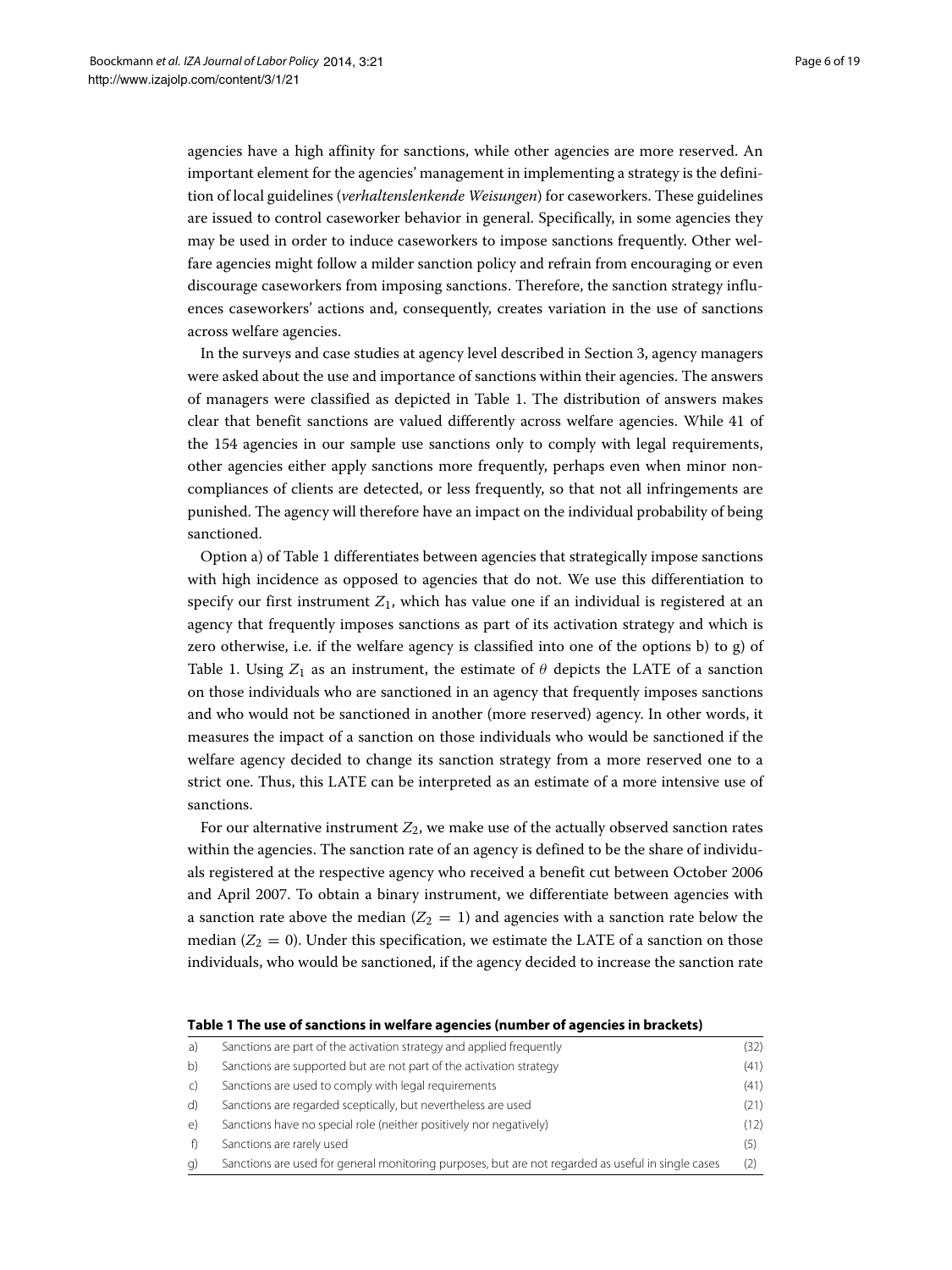agencies have a high affinity for sanctions, while other agencies are more reserved. An important element for the agencies' management in implementing a strategy is the definition of local guidelines (*verhaltenslenkende Weisungen*) for caseworkers. These guidelines are issued to control caseworker behavior in general. Specifically, in some agencies they may be used in order to induce caseworkers to impose sanctions frequently. Other welfare agencies might follow a milder sanction policy and refrain from encouraging or even discourage caseworkers from imposing sanctions. Therefore, the sanction strategy influences caseworkers' actions and, consequently, creates variation in the use of sanctions across welfare agencies.

In the surveys and case studies at agency level described in Section 3, agency managers were asked about the use and importance of sanctions within their agencies. The answers of managers were classified as depicted in Table 1. The distribution of answers makes clear that benefit sanctions are valued differently across welfare agencies. While 41 of the 154 agencies in our sample use sanctions only to comply with legal requirements, other agencies either apply sanctions more frequently, perhaps even when minor noncompliances of clients are detected, or less frequently, so that not all infringements are punished. The agency will therefore have an impact on the individual probability of being sanctioned.

Option a) of Table 1 differentiates between agencies that strategically impose sanctions with high incidence as opposed to agencies that do not. We use this differentiation to specify our first instrument $Z_1$, which has value one if an individual is registered at an agency that frequently imposes sanctions as part of its activation strategy and which is zero otherwise, i.e. if the welfare agency is classified into one of the options b) to g) of Table 1. Using $Z_1$ as an instrument, the estimate of $\theta$ depicts the LATE of a sanction on those individuals who are sanctioned in an agency that frequently imposes sanctions and who would not be sanctioned in another (more reserved) agency. In other words, it measures the impact of a sanction on those individuals who would be sanctioned if the welfare agency decided to change its sanction strategy from a more reserved one to a strict one. Thus, this LATE can be interpreted as an estimate of a more intensive use of sanctions.

For our alternative instrument $Z_2$, we make use of the actually observed sanction rates within the agencies. The sanction rate of an agency is defined to be the share of individuals registered at the respective agency who received a benefit cut between October 2006 and April 2007. To obtain a binary instrument, we differentiate between agencies with a sanction rate above the median ($Z_2 = 1$) and agencies with a sanction rate below the median ($Z_2 = 0$). Under this specification, we estimate the LATE of a sanction on those individuals, who would be sanctioned, if the agency decided to increase the sanction rate

**Table 1 The use of sanctions in welfare agencies (number of agencies in brackets)**

| | | |
|---|---|---|
| a) | Sanctions are part of the activation strategy and applied frequently | (32) |
| b) | Sanctions are supported but are not part of the activation strategy | (41) |
| c) | Sanctions are used to comply with legal requirements | (41) |
| d) | Sanctions are regarded sceptically, but nevertheless are used | (21) |
| e) | Sanctions have no special role (neither positively nor negatively) | (12) |
| f) | Sanctions are rarely used | (5) |
| g) | Sanctions are used for general monitoring purposes, but are not regarded as useful in single cases | (2) |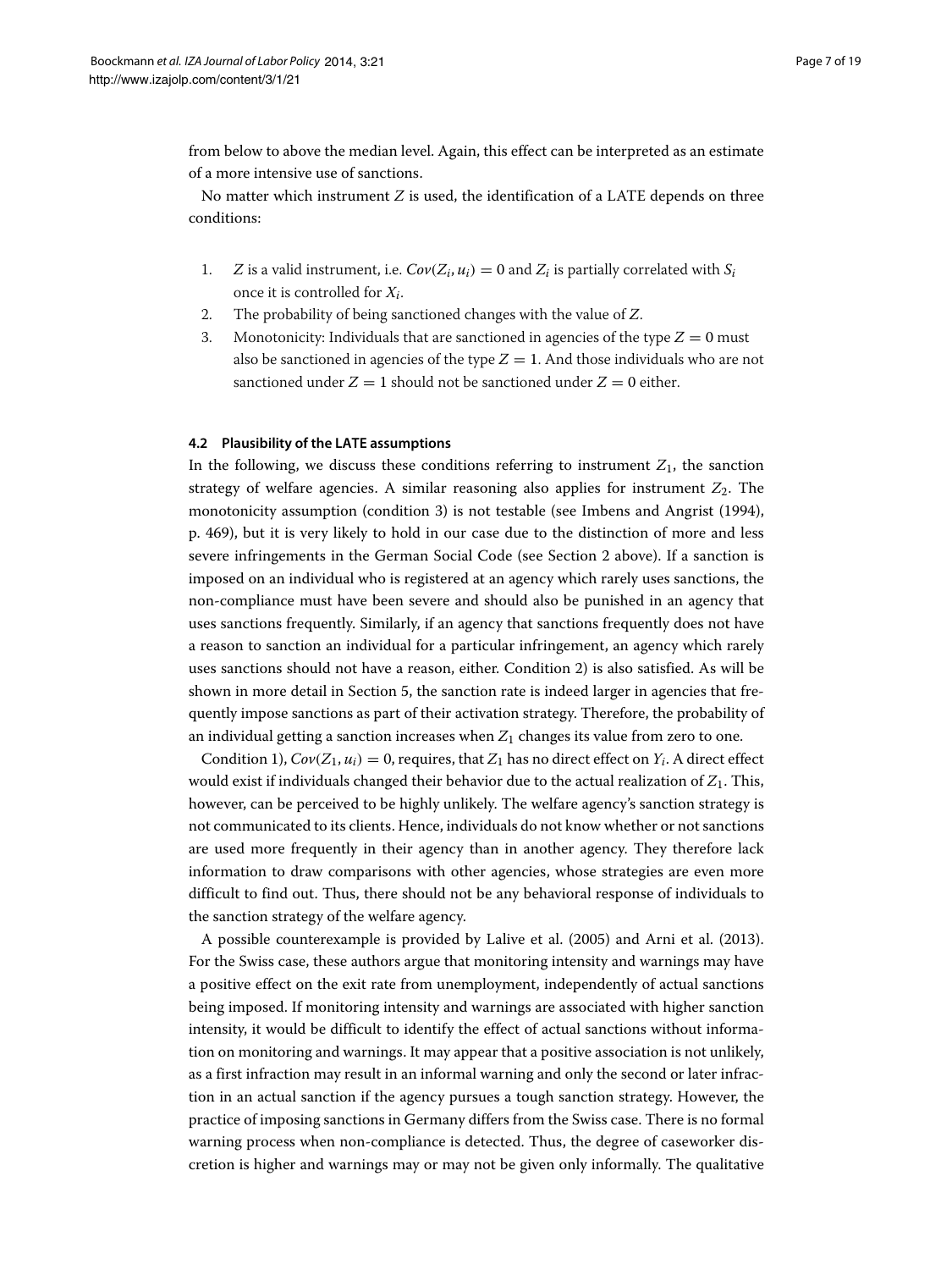from below to above the median level. Again, this effect can be interpreted as an estimate of a more intensive use of sanctions.

No matter which instrument $Z$ is used, the identification of a LATE depends on three conditions:

1. $Z$ is a valid instrument, i.e. $Cov(Z_i, u_i) = 0$ and $Z_i$ is partially correlated with $S_i$ once it is controlled for $X_i$.
2. The probability of being sanctioned changes with the value of $Z$.
3. Monotonicity: Individuals that are sanctioned in agencies of the type $Z = 0$ must also be sanctioned in agencies of the type $Z = 1$. And those individuals who are not sanctioned under $Z = 1$ should not be sanctioned under $Z = 0$ either.

### 4.2 Plausibility of the LATE assumptions

In the following, we discuss these conditions referring to instrument $Z_1$, the sanction strategy of welfare agencies. A similar reasoning also applies for instrument $Z_2$. The monotonicity assumption (condition 3) is not testable (see Imbens and Angrist (1994), p. 469), but it is very likely to hold in our case due to the distinction of more and less severe infringements in the German Social Code (see Section 2 above). If a sanction is imposed on an individual who is registered at an agency which rarely uses sanctions, the non-compliance must have been severe and should also be punished in an agency that uses sanctions frequently. Similarly, if an agency that sanctions frequently does not have a reason to sanction an individual for a particular infringement, an agency which rarely uses sanctions should not have a reason, either. Condition 2) is also satisfied. As will be shown in more detail in Section 5, the sanction rate is indeed larger in agencies that frequently impose sanctions as part of their activation strategy. Therefore, the probability of an individual getting a sanction increases when $Z_1$ changes its value from zero to one.

Condition 1), $Cov(Z_1, u_i) = 0$, requires, that $Z_1$ has no direct effect on $Y_i$. A direct effect would exist if individuals changed their behavior due to the actual realization of $Z_1$. This, however, can be perceived to be highly unlikely. The welfare agency's sanction strategy is not communicated to its clients. Hence, individuals do not know whether or not sanctions are used more frequently in their agency than in another agency. They therefore lack information to draw comparisons with other agencies, whose strategies are even more difficult to find out. Thus, there should not be any behavioral response of individuals to the sanction strategy of the welfare agency.

A possible counterexample is provided by Lalive et al. (2005) and Arni et al. (2013). For the Swiss case, these authors argue that monitoring intensity and warnings may have a positive effect on the exit rate from unemployment, independently of actual sanctions being imposed. If monitoring intensity and warnings are associated with higher sanction intensity, it would be difficult to identify the effect of actual sanctions without information on monitoring and warnings. It may appear that a positive association is not unlikely, as a first infraction may result in an informal warning and only the second or later infraction in an actual sanction if the agency pursues a tough sanction strategy. However, the practice of imposing sanctions in Germany differs from the Swiss case. There is no formal warning process when non-compliance is detected. Thus, the degree of caseworker discretion is higher and warnings may or may not be given only informally. The qualitative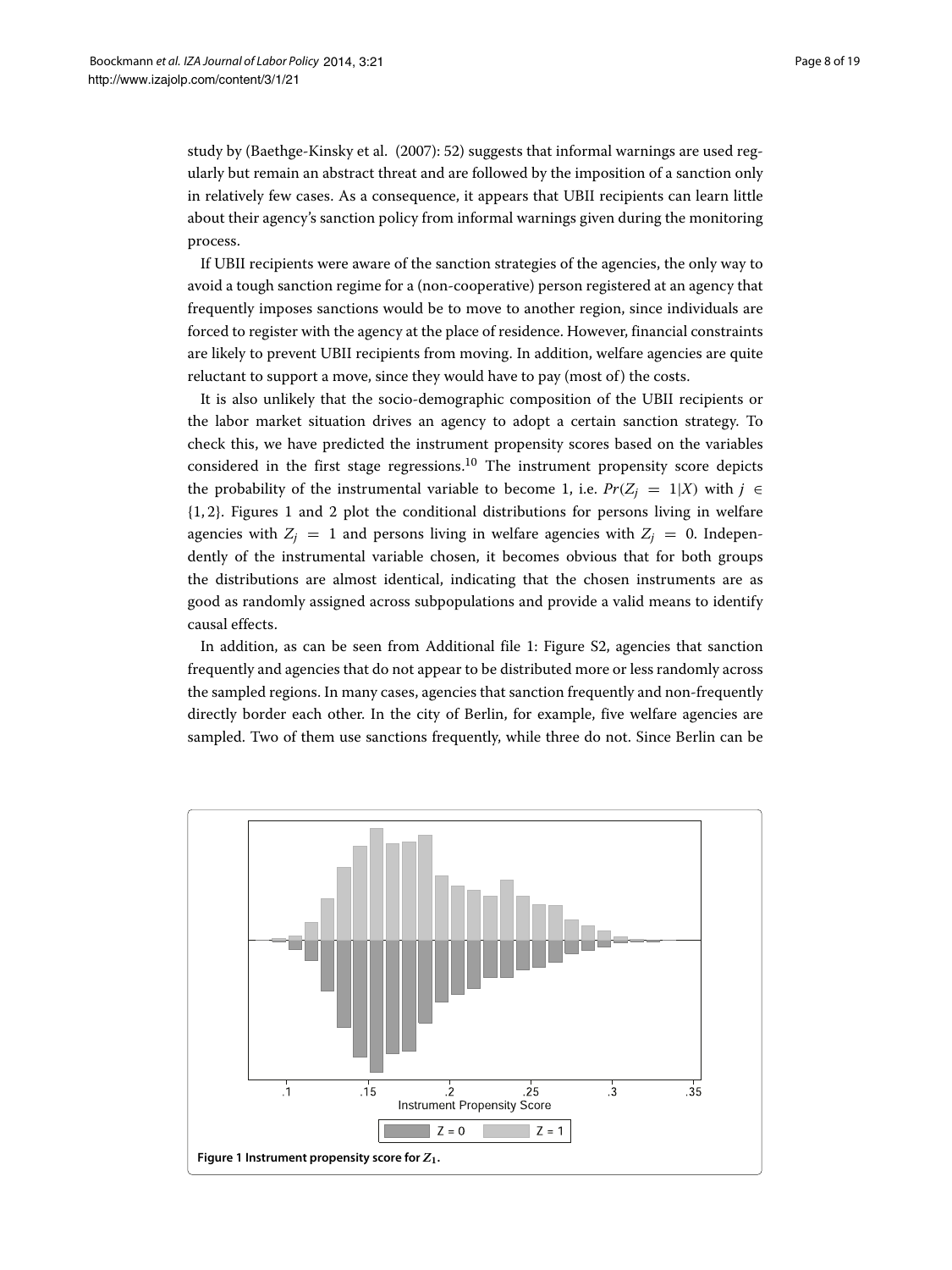study by (Baethge-Kinsky et al. (2007): 52) suggests that informal warnings are used regularly but remain an abstract threat and are followed by the imposition of a sanction only in relatively few cases. As a consequence, it appears that UBII recipients can learn little about their agency's sanction policy from informal warnings given during the monitoring process.

If UBII recipients were aware of the sanction strategies of the agencies, the only way to avoid a tough sanction regime for a (non-cooperative) person registered at an agency that frequently imposes sanctions would be to move to another region, since individuals are forced to register with the agency at the place of residence. However, financial constraints are likely to prevent UBII recipients from moving. In addition, welfare agencies are quite reluctant to support a move, since they would have to pay (most of) the costs.

It is also unlikely that the socio-demographic composition of the UBII recipients or the labor market situation drives an agency to adopt a certain sanction strategy. To check this, we have predicted the instrument propensity scores based on the variables considered in the first stage regressions.[10] The instrument propensity score depicts the probability of the instrumental variable to become 1, i.e. $Pr(Z_j = 1|X)$ with $j \in \{1, 2\}$. Figures 1 and 2 plot the conditional distributions for persons living in welfare agencies with $Z_j = 1$ and persons living in welfare agencies with $Z_j = 0$. Independently of the instrumental variable chosen, it becomes obvious that for both groups the distributions are almost identical, indicating that the chosen instruments are as good as randomly assigned across subpopulations and provide a valid means to identify causal effects.

In addition, as can be seen from Additional file 1: Figure S2, agencies that sanction frequently and agencies that do not appear to be distributed more or less randomly across the sampled regions. In many cases, agencies that sanction frequently and non-frequently directly border each other. In the city of Berlin, for example, five welfare agencies are sampled. Two of them use sanctions frequently, while three do not. Since Berlin can be

**Figure 1 Instrument propensity score for $Z_1$.**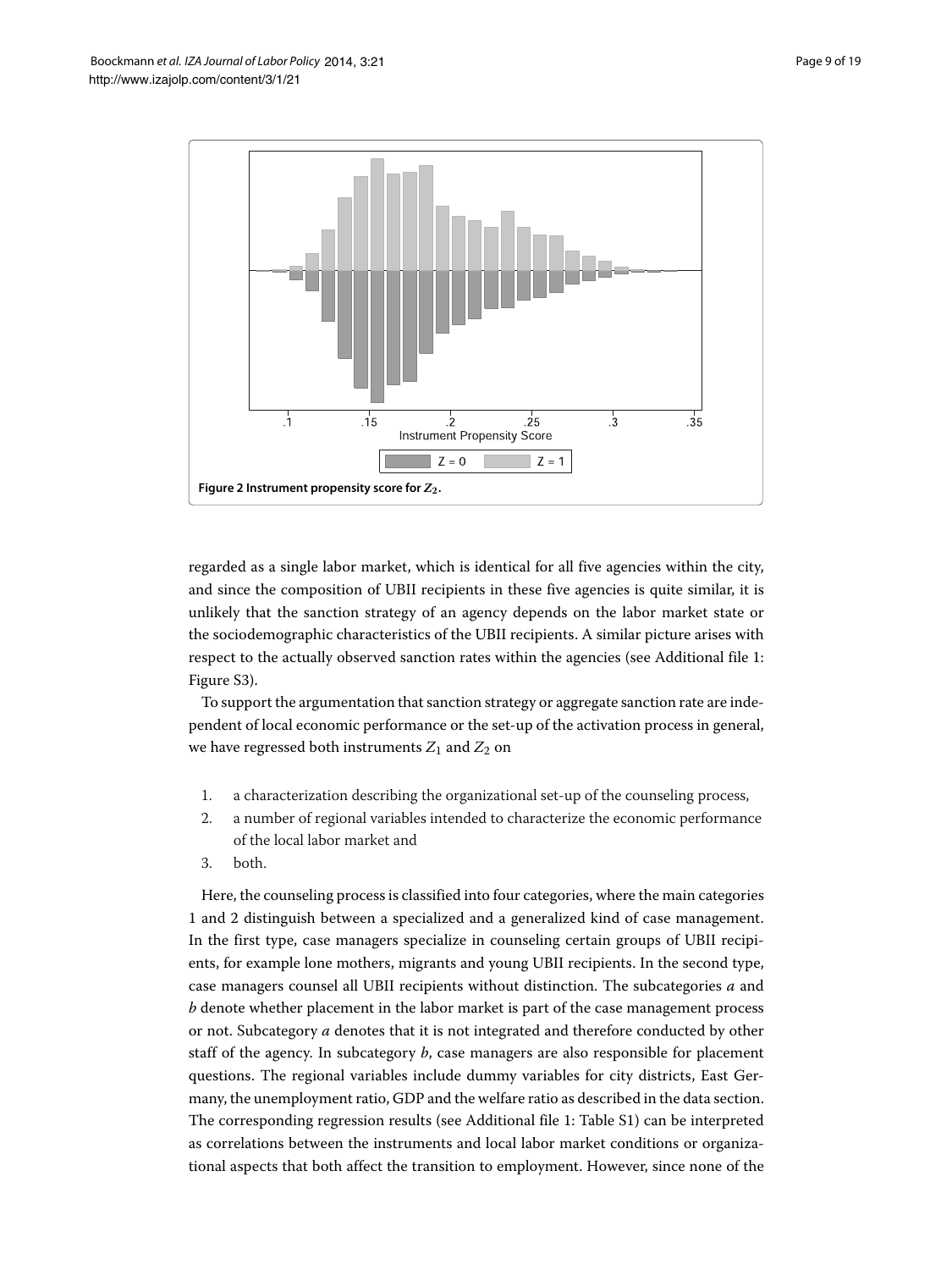Figure 2 Instrument propensity score for $Z_2$.

regarded as a single labor market, which is identical for all five agencies within the city, and since the composition of UBII recipients in these five agencies is quite similar, it is unlikely that the sanction strategy of an agency depends on the labor market state or the sociodemographic characteristics of the UBII recipients. A similar picture arises with respect to the actually observed sanction rates within the agencies (see Additional file 1: Figure S3).

To support the argumentation that sanction strategy or aggregate sanction rate are independent of local economic performance or the set-up of the activation process in general, we have regressed both instruments $Z_1$ and $Z_2$ on

1. a characterization describing the organizational set-up of the counseling process,
2. a number of regional variables intended to characterize the economic performance of the local labor market and
3. both.

Here, the counseling process is classified into four categories, where the main categories 1 and 2 distinguish between a specialized and a generalized kind of case management. In the first type, case managers specialize in counseling certain groups of UBII recipients, for example lone mothers, migrants and young UBII recipients. In the second type, case managers counsel all UBII recipients without distinction. The subcategories *a* and *b* denote whether placement in the labor market is part of the case management process or not. Subcategory *a* denotes that it is not integrated and therefore conducted by other staff of the agency. In subcategory *b*, case managers are also responsible for placement questions. The regional variables include dummy variables for city districts, East Germany, the unemployment ratio, GDP and the welfare ratio as described in the data section. The corresponding regression results (see Additional file 1: Table S1) can be interpreted as correlations between the instruments and local labor market conditions or organizational aspects that both affect the transition to employment. However, since none of the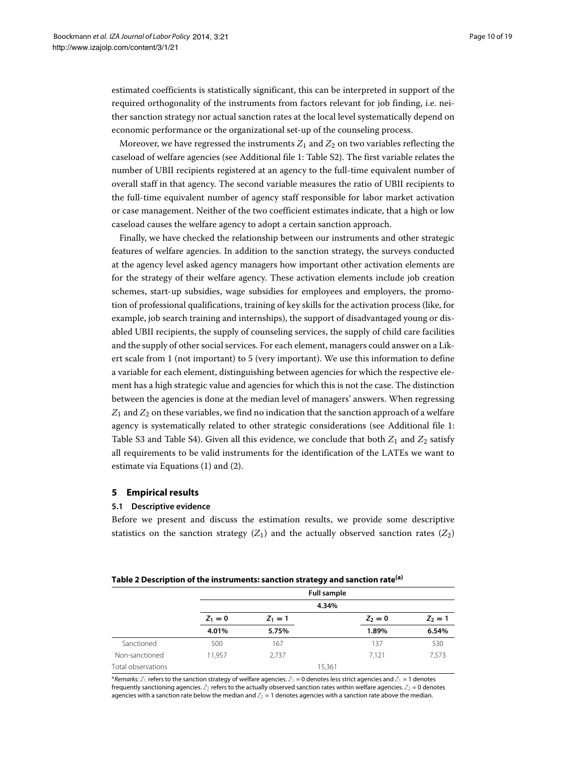estimated coefficients is statistically significant, this can be interpreted in support of the required orthogonality of the instruments from factors relevant for job finding, i.e. neither sanction strategy nor actual sanction rates at the local level systematically depend on economic performance or the organizational set-up of the counseling process.

Moreover, we have regressed the instruments $Z_1$ and $Z_2$ on two variables reflecting the caseload of welfare agencies (see Additional file 1: Table S2). The first variable relates the number of UBII recipients registered at an agency to the full-time equivalent number of overall staff in that agency. The second variable measures the ratio of UBII recipients to the full-time equivalent number of agency staff responsible for labor market activation or case management. Neither of the two coefficient estimates indicate, that a high or low caseload causes the welfare agency to adopt a certain sanction approach.

Finally, we have checked the relationship between our instruments and other strategic features of welfare agencies. In addition to the sanction strategy, the surveys conducted at the agency level asked agency managers how important other activation elements are for the strategy of their welfare agency. These activation elements include job creation schemes, start-up subsidies, wage subsidies for employees and employers, the promotion of professional qualifications, training of key skills for the activation process (like, for example, job search training and internships), the support of disadvantaged young or disabled UBII recipients, the supply of counseling services, the supply of child care facilities and the supply of other social services. For each element, managers could answer on a Likert scale from 1 (not important) to 5 (very important). We use this information to define a variable for each element, distinguishing between agencies for which the respective element has a high strategic value and agencies for which this is not the case. The distinction between the agencies is done at the median level of managers' answers. When regressing $Z_1$ and $Z_2$ on these variables, we find no indication that the sanction approach of a welfare agency is systematically related to other strategic considerations (see Additional file 1: Table S3 and Table S4). Given all this evidence, we conclude that both $Z_1$ and $Z_2$ satisfy all requirements to be valid instruments for the identification of the LATEs we want to estimate via Equations (1) and (2).

## 5 Empirical results

### 5.1 Descriptive evidence

Before we present and discuss the estimation results, we provide some descriptive statistics on the sanction strategy ($Z_1$) and the actually observed sanction rates ($Z_2$)

**Table 2 Description of the instruments: sanction strategy and sanction rate[a]**

| | Full sample | | | | |
|---|---|---|---|---|---|
| | 4.34% | | | | |
| | $Z_1 = 0$ | $Z_1 = 1$ | | $Z_2 = 0$ | $Z_2 = 1$ |
| | **4.01%** | **5.75%** | | **1.89%** | **6.54%** |
| Sanctioned | 500 | 167 | | 137 | 530 |
| Non-sanctioned | 11,957 | 2,737 | | 7,121 | 7,573 |
| Total observations | | | 15,361 | | |

[a]*Remarks:* $Z_1$ refers to the sanction strategy of welfare agencies. $Z_1 = 0$ denotes less strict agencies and $Z_1 = 1$ denotes frequently sanctioning agencies. $Z_2$ refers to the actually observed sanction rates within welfare agencies. $Z_2 = 0$ denotes agencies with a sanction rate below the median and $Z_2 = 1$ denotes agencies with a sanction rate above the median.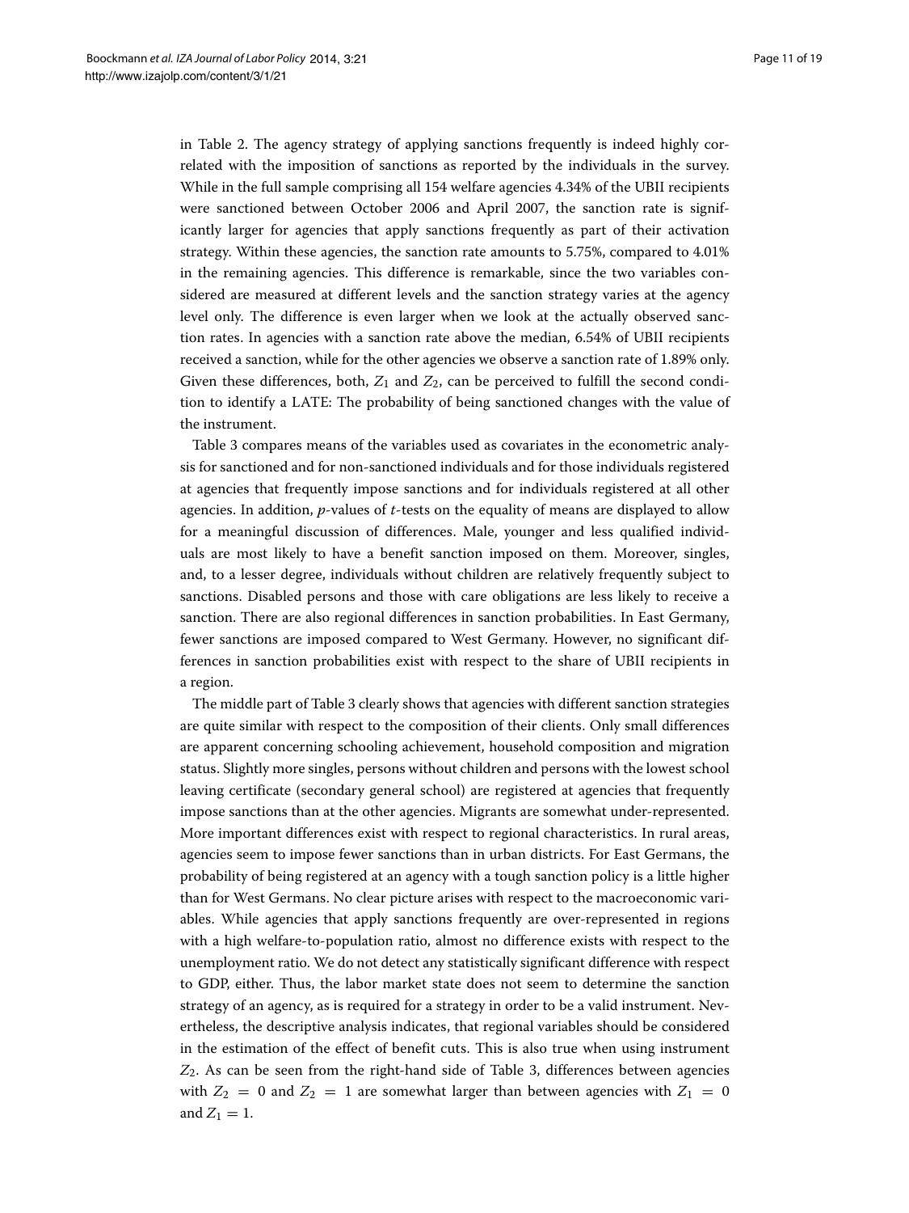in Table 2. The agency strategy of applying sanctions frequently is indeed highly correlated with the imposition of sanctions as reported by the individuals in the survey. While in the full sample comprising all 154 welfare agencies 4.34% of the UBII recipients were sanctioned between October 2006 and April 2007, the sanction rate is significantly larger for agencies that apply sanctions frequently as part of their activation strategy. Within these agencies, the sanction rate amounts to 5.75%, compared to 4.01% in the remaining agencies. This difference is remarkable, since the two variables considered are measured at different levels and the sanction strategy varies at the agency level only. The difference is even larger when we look at the actually observed sanction rates. In agencies with a sanction rate above the median, 6.54% of UBII recipients received a sanction, while for the other agencies we observe a sanction rate of 1.89% only. Given these differences, both, $Z_1$ and $Z_2$, can be perceived to fulfill the second condition to identify a LATE: The probability of being sanctioned changes with the value of the instrument.

Table 3 compares means of the variables used as covariates in the econometric analysis for sanctioned and for non-sanctioned individuals and for those individuals registered at agencies that frequently impose sanctions and for individuals registered at all other agencies. In addition, $p$-values of $t$-tests on the equality of means are displayed to allow for a meaningful discussion of differences. Male, younger and less qualified individuals are most likely to have a benefit sanction imposed on them. Moreover, singles, and, to a lesser degree, individuals without children are relatively frequently subject to sanctions. Disabled persons and those with care obligations are less likely to receive a sanction. There are also regional differences in sanction probabilities. In East Germany, fewer sanctions are imposed compared to West Germany. However, no significant differences in sanction probabilities exist with respect to the share of UBII recipients in a region.

The middle part of Table 3 clearly shows that agencies with different sanction strategies are quite similar with respect to the composition of their clients. Only small differences are apparent concerning schooling achievement, household composition and migration status. Slightly more singles, persons without children and persons with the lowest school leaving certificate (secondary general school) are registered at agencies that frequently impose sanctions than at the other agencies. Migrants are somewhat under-represented. More important differences exist with respect to regional characteristics. In rural areas, agencies seem to impose fewer sanctions than in urban districts. For East Germans, the probability of being registered at an agency with a tough sanction policy is a little higher than for West Germans. No clear picture arises with respect to the macroeconomic variables. While agencies that apply sanctions frequently are over-represented in regions with a high welfare-to-population ratio, almost no difference exists with respect to the unemployment ratio. We do not detect any statistically significant difference with respect to GDP, either. Thus, the labor market state does not seem to determine the sanction strategy of an agency, as is required for a strategy in order to be a valid instrument. Nevertheless, the descriptive analysis indicates, that regional variables should be considered in the estimation of the effect of benefit cuts. This is also true when using instrument $Z_2$. As can be seen from the right-hand side of Table 3, differences between agencies with $Z_2 = 0$ and $Z_2 = 1$ are somewhat larger than between agencies with $Z_1 = 0$ and $Z_1 = 1$.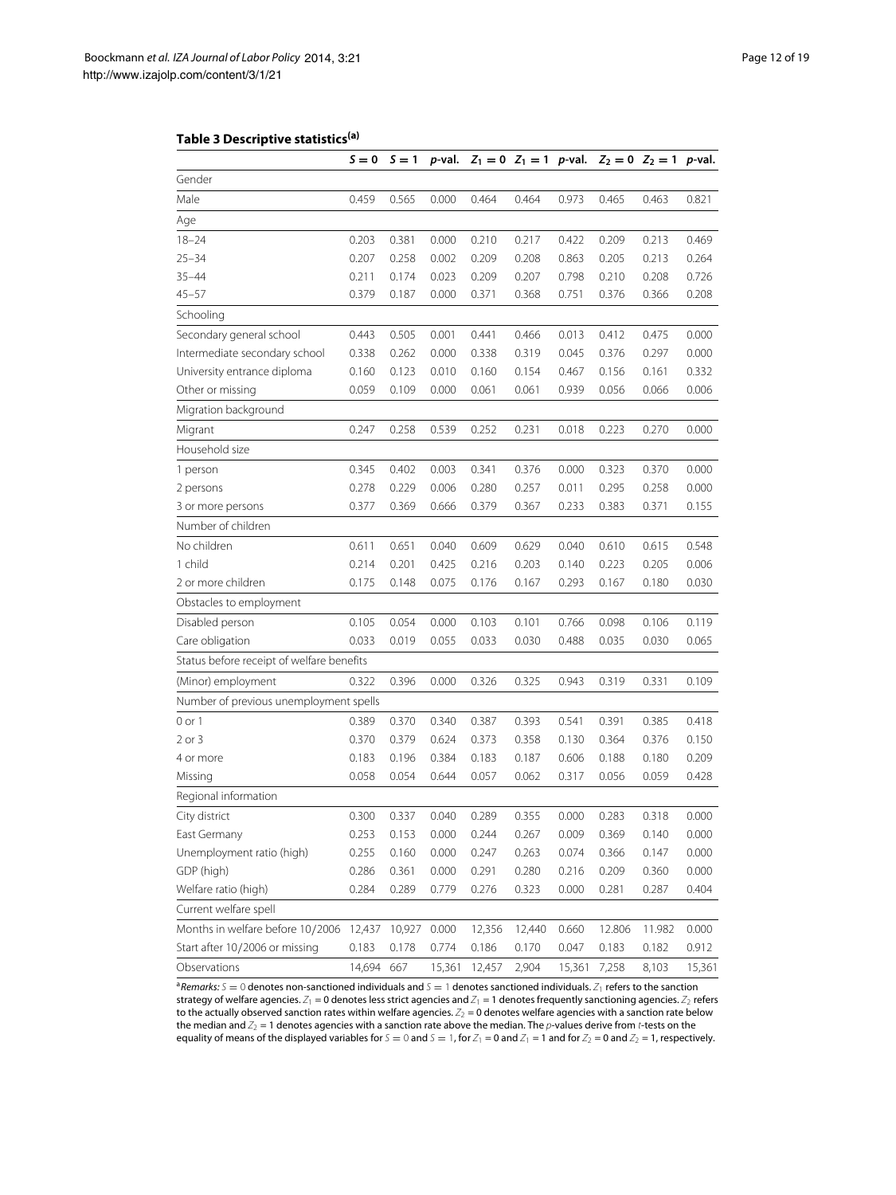**Table 3 Descriptive statistics[(a)]**

| | $S=0$ | $S=1$ | *p*-val. | $Z_1=0$ | $Z_1=1$ | *p*-val. | $Z_2=0$ | $Z_2=1$ | *p*-val. |
|---|---|---|---|---|---|---|---|---|---|
| Gender | | | | | | | | | |
| Male | 0.459 | 0.565 | 0.000 | 0.464 | 0.464 | 0.973 | 0.465 | 0.463 | 0.821 |
| Age | | | | | | | | | |
| 18–24 | 0.203 | 0.381 | 0.000 | 0.210 | 0.217 | 0.422 | 0.209 | 0.213 | 0.469 |
| 25–34 | 0.207 | 0.258 | 0.002 | 0.209 | 0.208 | 0.863 | 0.205 | 0.213 | 0.264 |
| 35–44 | 0.211 | 0.174 | 0.023 | 0.209 | 0.207 | 0.798 | 0.210 | 0.208 | 0.726 |
| 45–57 | 0.379 | 0.187 | 0.000 | 0.371 | 0.368 | 0.751 | 0.376 | 0.366 | 0.208 |
| Schooling | | | | | | | | | |
| Secondary general school | 0.443 | 0.505 | 0.001 | 0.441 | 0.466 | 0.013 | 0.412 | 0.475 | 0.000 |
| Intermediate secondary school | 0.338 | 0.262 | 0.000 | 0.338 | 0.319 | 0.045 | 0.376 | 0.297 | 0.000 |
| University entrance diploma | 0.160 | 0.123 | 0.010 | 0.160 | 0.154 | 0.467 | 0.156 | 0.161 | 0.332 |
| Other or missing | 0.059 | 0.109 | 0.000 | 0.061 | 0.061 | 0.939 | 0.056 | 0.066 | 0.006 |
| Migration background | | | | | | | | | |
| Migrant | 0.247 | 0.258 | 0.539 | 0.252 | 0.231 | 0.018 | 0.223 | 0.270 | 0.000 |
| Household size | | | | | | | | | |
| 1 person | 0.345 | 0.402 | 0.003 | 0.341 | 0.376 | 0.000 | 0.323 | 0.370 | 0.000 |
| 2 persons | 0.278 | 0.229 | 0.006 | 0.280 | 0.257 | 0.011 | 0.295 | 0.258 | 0.000 |
| 3 or more persons | 0.377 | 0.369 | 0.666 | 0.379 | 0.367 | 0.233 | 0.383 | 0.371 | 0.155 |
| Number of children | | | | | | | | | |
| No children | 0.611 | 0.651 | 0.040 | 0.609 | 0.629 | 0.040 | 0.610 | 0.615 | 0.548 |
| 1 child | 0.214 | 0.201 | 0.425 | 0.216 | 0.203 | 0.140 | 0.223 | 0.205 | 0.006 |
| 2 or more children | 0.175 | 0.148 | 0.075 | 0.176 | 0.167 | 0.293 | 0.167 | 0.180 | 0.030 |
| Obstacles to employment | | | | | | | | | |
| Disabled person | 0.105 | 0.054 | 0.000 | 0.103 | 0.101 | 0.766 | 0.098 | 0.106 | 0.119 |
| Care obligation | 0.033 | 0.019 | 0.055 | 0.033 | 0.030 | 0.488 | 0.035 | 0.030 | 0.065 |
| Status before receipt of welfare benefits | | | | | | | | | |
| (Minor) employment | 0.322 | 0.396 | 0.000 | 0.326 | 0.325 | 0.943 | 0.319 | 0.331 | 0.109 |
| Number of previous unemployment spells | | | | | | | | | |
| 0 or 1 | 0.389 | 0.370 | 0.340 | 0.387 | 0.393 | 0.541 | 0.391 | 0.385 | 0.418 |
| 2 or 3 | 0.370 | 0.379 | 0.624 | 0.373 | 0.358 | 0.130 | 0.364 | 0.376 | 0.150 |
| 4 or more | 0.183 | 0.196 | 0.384 | 0.183 | 0.187 | 0.606 | 0.188 | 0.180 | 0.209 |
| Missing | 0.058 | 0.054 | 0.644 | 0.057 | 0.062 | 0.317 | 0.056 | 0.059 | 0.428 |
| Regional information | | | | | | | | | |
| City district | 0.300 | 0.337 | 0.040 | 0.289 | 0.355 | 0.000 | 0.283 | 0.318 | 0.000 |
| East Germany | 0.253 | 0.153 | 0.000 | 0.244 | 0.267 | 0.009 | 0.369 | 0.140 | 0.000 |
| Unemployment ratio (high) | 0.255 | 0.160 | 0.000 | 0.247 | 0.263 | 0.074 | 0.366 | 0.147 | 0.000 |
| GDP (high) | 0.286 | 0.361 | 0.000 | 0.291 | 0.280 | 0.216 | 0.209 | 0.360 | 0.000 |
| Welfare ratio (high) | 0.284 | 0.289 | 0.779 | 0.276 | 0.323 | 0.000 | 0.281 | 0.287 | 0.404 |
| Current welfare spell | | | | | | | | | |
| Months in welfare before 10/2006 | 12,437 | 10,927 | 0.000 | 12,356 | 12,440 | 0.660 | 12.806 | 11.982 | 0.000 |
| Start after 10/2006 or missing | 0.183 | 0.178 | 0.774 | 0.186 | 0.170 | 0.047 | 0.183 | 0.182 | 0.912 |
| Observations | 14,694 | 667 | 15,361 | 12,457 | 2,904 | 15,361 | 7,258 | 8,103 | 15,361 |

[a]*Remarks:* $S=0$ denotes non-sanctioned individuals and $S=1$ denotes sanctioned individuals. $Z_1$ refers to the sanction strategy of welfare agencies. $Z_1=0$ denotes less strict agencies and $Z_1=1$ denotes frequently sanctioning agencies. $Z_2$ refers to the actually observed sanction rates within welfare agencies. $Z_2=0$ denotes welfare agencies with a sanction rate below the median and $Z_2=1$ denotes agencies with a sanction rate above the median. The *p*-values derive from *t*-tests on the equality of means of the displayed variables for $S=0$ and $S=1$, for $Z_1=0$ and $Z_1=1$ and for $Z_2=0$ and $Z_2=1$, respectively.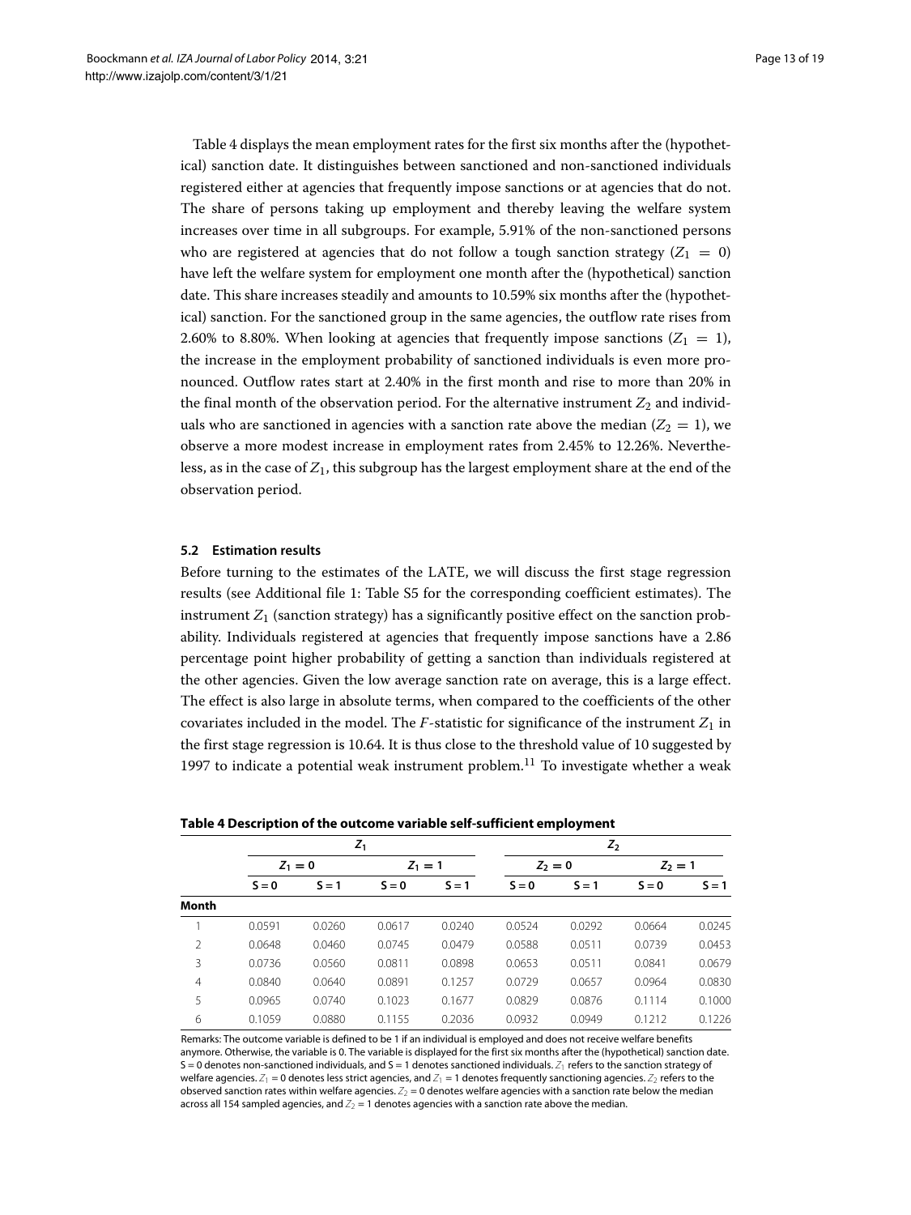Table 4 displays the mean employment rates for the first six months after the (hypothetical) sanction date. It distinguishes between sanctioned and non-sanctioned individuals registered either at agencies that frequently impose sanctions or at agencies that do not. The share of persons taking up employment and thereby leaving the welfare system increases over time in all subgroups. For example, 5.91% of the non-sanctioned persons who are registered at agencies that do not follow a tough sanction strategy ($Z_1 = 0$) have left the welfare system for employment one month after the (hypothetical) sanction date. This share increases steadily and amounts to 10.59% six months after the (hypothetical) sanction. For the sanctioned group in the same agencies, the outflow rate rises from 2.60% to 8.80%. When looking at agencies that frequently impose sanctions ($Z_1 = 1$), the increase in the employment probability of sanctioned individuals is even more pronounced. Outflow rates start at 2.40% in the first month and rise to more than 20% in the final month of the observation period. For the alternative instrument $Z_2$ and individuals who are sanctioned in agencies with a sanction rate above the median ($Z_2 = 1$), we observe a more modest increase in employment rates from 2.45% to 12.26%. Nevertheless, as in the case of $Z_1$, this subgroup has the largest employment share at the end of the observation period.

### 5.2 Estimation results

Before turning to the estimates of the LATE, we will discuss the first stage regression results (see Additional file 1: Table S5 for the corresponding coefficient estimates). The instrument $Z_1$ (sanction strategy) has a significantly positive effect on the sanction probability. Individuals registered at agencies that frequently impose sanctions have a 2.86 percentage point higher probability of getting a sanction than individuals registered at the other agencies. Given the low average sanction rate on average, this is a large effect. The effect is also large in absolute terms, when compared to the coefficients of the other covariates included in the model. The $F$-statistic for significance of the instrument $Z_1$ in the first stage regression is 10.64. It is thus close to the threshold value of 10 suggested by 1997 to indicate a potential weak instrument problem.[11] To investigate whether a weak

**Table 4 Description of the outcome variable self-sufficient employment**

| | $Z_1$ | | | | $Z_2$ | | | |
|---|---|---|---|---|---|---|---|---|
| | $Z_1 = 0$ | | $Z_1 = 1$ | | $Z_2 = 0$ | | $Z_2 = 1$ | |
| | S = 0 | S = 1 | S = 0 | S = 1 | S = 0 | S = 1 | S = 0 | S = 1 |
| **Month** | | | | | | | | |
| 1 | 0.0591 | 0.0260 | 0.0617 | 0.0240 | 0.0524 | 0.0292 | 0.0664 | 0.0245 |
| 2 | 0.0648 | 0.0460 | 0.0745 | 0.0479 | 0.0588 | 0.0511 | 0.0739 | 0.0453 |
| 3 | 0.0736 | 0.0560 | 0.0811 | 0.0898 | 0.0653 | 0.0511 | 0.0841 | 0.0679 |
| 4 | 0.0840 | 0.0640 | 0.0891 | 0.1257 | 0.0729 | 0.0657 | 0.0964 | 0.0830 |
| 5 | 0.0965 | 0.0740 | 0.1023 | 0.1677 | 0.0829 | 0.0876 | 0.1114 | 0.1000 |
| 6 | 0.1059 | 0.0880 | 0.1155 | 0.2036 | 0.0932 | 0.0949 | 0.1212 | 0.1226 |

Remarks: The outcome variable is defined to be 1 if an individual is employed and does not receive welfare benefits anymore. Otherwise, the variable is 0. The variable is displayed for the first six months after the (hypothetical) sanction date. S = 0 denotes non-sanctioned individuals, and S = 1 denotes sanctioned individuals. $Z_1$ refers to the sanction strategy of welfare agencies. $Z_1 = 0$ denotes less strict agencies, and $Z_1 = 1$ denotes frequently sanctioning agencies. $Z_2$ refers to the observed sanction rates within welfare agencies. $Z_2 = 0$ denotes welfare agencies with a sanction rate below the median across all 154 sampled agencies, and $Z_2 = 1$ denotes agencies with a sanction rate above the median.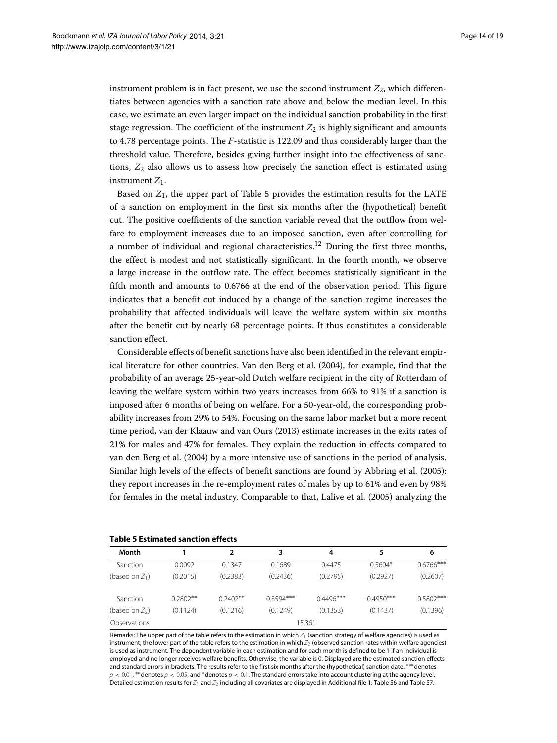instrument problem is in fact present, we use the second instrument $Z_2$, which differentiates between agencies with a sanction rate above and below the median level. In this case, we estimate an even larger impact on the individual sanction probability in the first stage regression. The coefficient of the instrument $Z_2$ is highly significant and amounts to 4.78 percentage points. The $F$-statistic is 122.09 and thus considerably larger than the threshold value. Therefore, besides giving further insight into the effectiveness of sanctions, $Z_2$ also allows us to assess how precisely the sanction effect is estimated using instrument $Z_1$.

Based on $Z_1$, the upper part of Table 5 provides the estimation results for the LATE of a sanction on employment in the first six months after the (hypothetical) benefit cut. The positive coefficients of the sanction variable reveal that the outflow from welfare to employment increases due to an imposed sanction, even after controlling for a number of individual and regional characteristics.[12] During the first three months, the effect is modest and not statistically significant. In the fourth month, we observe a large increase in the outflow rate. The effect becomes statistically significant in the fifth month and amounts to 0.6766 at the end of the observation period. This figure indicates that a benefit cut induced by a change of the sanction regime increases the probability that affected individuals will leave the welfare system within six months after the benefit cut by nearly 68 percentage points. It thus constitutes a considerable sanction effect.

Considerable effects of benefit sanctions have also been identified in the relevant empirical literature for other countries. Van den Berg et al. (2004), for example, find that the probability of an average 25-year-old Dutch welfare recipient in the city of Rotterdam of leaving the welfare system within two years increases from 66% to 91% if a sanction is imposed after 6 months of being on welfare. For a 50-year-old, the corresponding probability increases from 29% to 54%. Focusing on the same labor market but a more recent time period, van der Klaauw and van Ours (2013) estimate increases in the exits rates of 21% for males and 47% for females. They explain the reduction in effects compared to van den Berg et al. (2004) by a more intensive use of sanctions in the period of analysis. Similar high levels of the effects of benefit sanctions are found by Abbring et al. (2005): they report increases in the re-employment rates of males by up to 61% and even by 98% for females in the metal industry. Comparable to that, Lalive et al. (2005) analyzing the

**Table 5 Estimated sanction effects**

| Month | 1 | 2 | 3 | 4 | 5 | 6 |
|---|---|---|---|---|---|---|
| Sanction | 0.0092 | 0.1347 | 0.1689 | 0.4475 | 0.5604* | 0.6766*** |
| (based on $Z_1$) | (0.2015) | (0.2383) | (0.2436) | (0.2795) | (0.2927) | (0.2607) |
| Sanction | 0.2802** | 0.2402** | 0.3594*** | 0.4496*** | 0.4950*** | 0.5802*** |
| (based on $Z_2$) | (0.1124) | (0.1216) | (0.1249) | (0.1353) | (0.1437) | (0.1396) |
| Observations | | | 15,361 | | | |

Remarks: The upper part of the table refers to the estimation in which $Z_1$ (sanction strategy of welfare agencies) is used as instrument; the lower part of the table refers to the estimation in which $Z_2$ (observed sanction rates within welfare agencies) is used as instrument. The dependent variable in each estimation and for each month is defined to be 1 if an individual is employed and no longer receives welfare benefits. Otherwise, the variable is 0. Displayed are the estimated sanction effects and standard errors in brackets. The results refer to the first six months after the (hypothetical) sanction date. *** denotes $p < 0.01$, ** denotes $p < 0.05$, and * denotes $p < 0.1$. The standard errors take into account clustering at the agency level. Detailed estimation results for $Z_1$ and $Z_2$ including all covariates are displayed in Additional file 1: Table S6 and Table S7.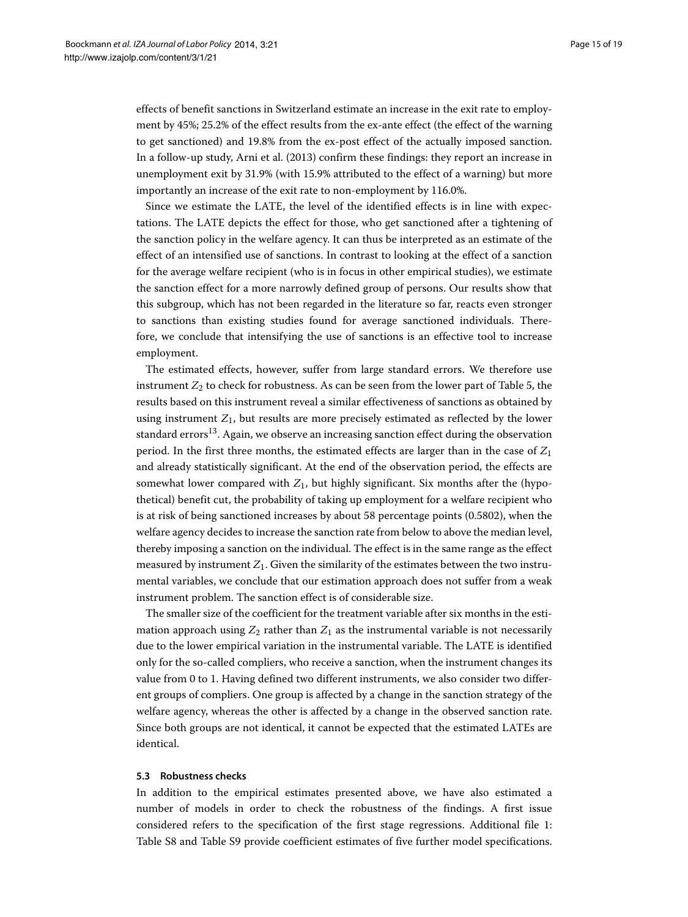effects of benefit sanctions in Switzerland estimate an increase in the exit rate to employment by 45%; 25.2% of the effect results from the ex-ante effect (the effect of the warning to get sanctioned) and 19.8% from the ex-post effect of the actually imposed sanction. In a follow-up study, Arni et al. (2013) confirm these findings: they report an increase in unemployment exit by 31.9% (with 15.9% attributed to the effect of a warning) but more importantly an increase of the exit rate to non-employment by 116.0%.

Since we estimate the LATE, the level of the identified effects is in line with expectations. The LATE depicts the effect for those, who get sanctioned after a tightening of the sanction policy in the welfare agency. It can thus be interpreted as an estimate of the effect of an intensified use of sanctions. In contrast to looking at the effect of a sanction for the average welfare recipient (who is in focus in other empirical studies), we estimate the sanction effect for a more narrowly defined group of persons. Our results show that this subgroup, which has not been regarded in the literature so far, reacts even stronger to sanctions than existing studies found for average sanctioned individuals. Therefore, we conclude that intensifying the use of sanctions is an effective tool to increase employment.

The estimated effects, however, suffer from large standard errors. We therefore use instrument $Z_2$ to check for robustness. As can be seen from the lower part of Table 5, the results based on this instrument reveal a similar effectiveness of sanctions as obtained by using instrument $Z_1$, but results are more precisely estimated as reflected by the lower standard errors[13]. Again, we observe an increasing sanction effect during the observation period. In the first three months, the estimated effects are larger than in the case of $Z_1$ and already statistically significant. At the end of the observation period, the effects are somewhat lower compared with $Z_1$, but highly significant. Six months after the (hypothetical) benefit cut, the probability of taking up employment for a welfare recipient who is at risk of being sanctioned increases by about 58 percentage points (0.5802), when the welfare agency decides to increase the sanction rate from below to above the median level, thereby imposing a sanction on the individual. The effect is in the same range as the effect measured by instrument $Z_1$. Given the similarity of the estimates between the two instrumental variables, we conclude that our estimation approach does not suffer from a weak instrument problem. The sanction effect is of considerable size.

The smaller size of the coefficient for the treatment variable after six months in the estimation approach using $Z_2$ rather than $Z_1$ as the instrumental variable is not necessarily due to the lower empirical variation in the instrumental variable. The LATE is identified only for the so-called compliers, who receive a sanction, when the instrument changes its value from 0 to 1. Having defined two different instruments, we also consider two different groups of compliers. One group is affected by a change in the sanction strategy of the welfare agency, whereas the other is affected by a change in the observed sanction rate. Since both groups are not identical, it cannot be expected that the estimated LATEs are identical.

### 5.3 Robustness checks

In addition to the empirical estimates presented above, we have also estimated a number of models in order to check the robustness of the findings. A first issue considered refers to the specification of the first stage regressions. Additional file 1: Table S8 and Table S9 provide coefficient estimates of five further model specifications.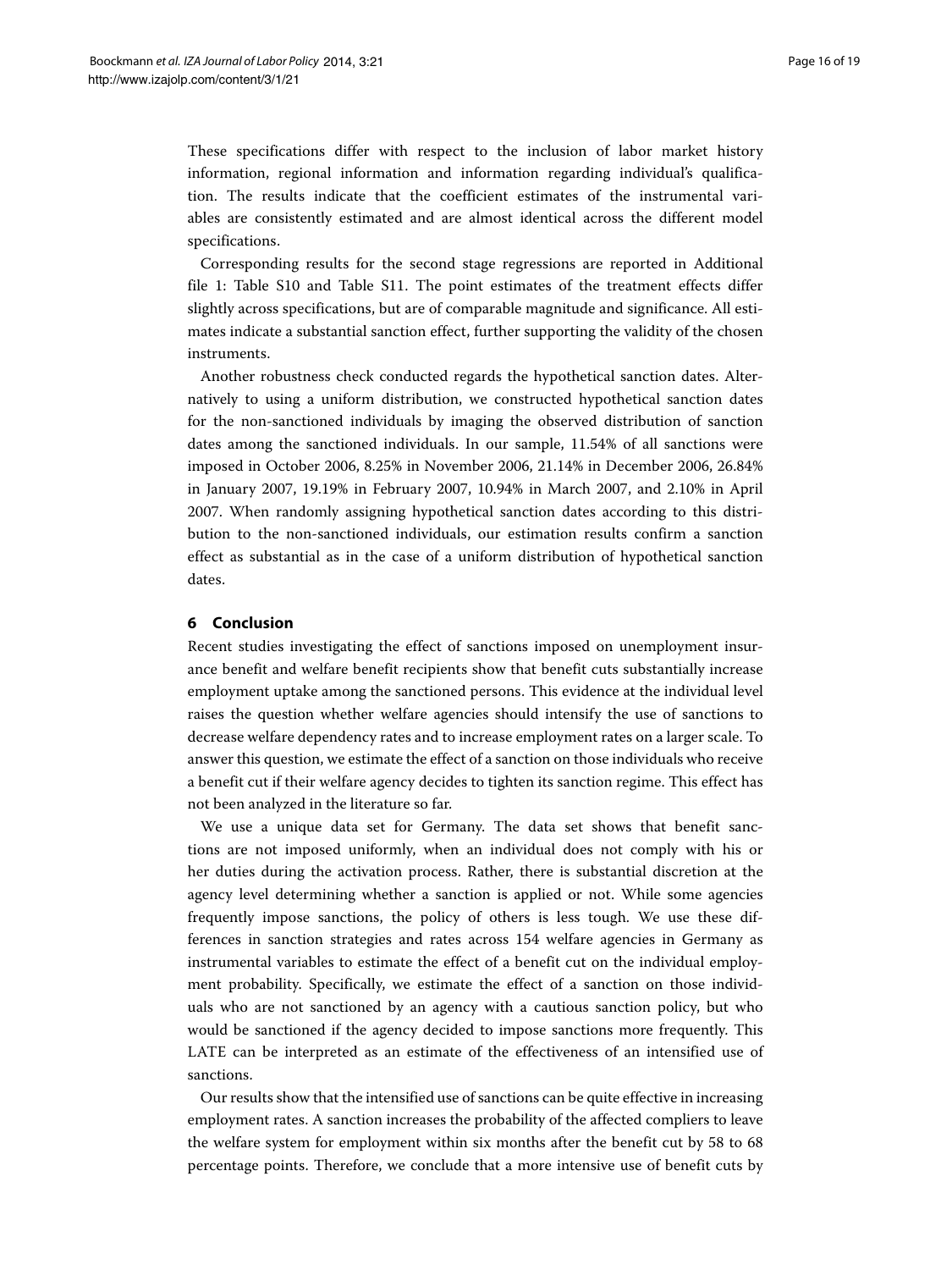These specifications differ with respect to the inclusion of labor market history information, regional information and information regarding individual's qualification. The results indicate that the coefficient estimates of the instrumental variables are consistently estimated and are almost identical across the different model specifications.

Corresponding results for the second stage regressions are reported in Additional file 1: Table S10 and Table S11. The point estimates of the treatment effects differ slightly across specifications, but are of comparable magnitude and significance. All estimates indicate a substantial sanction effect, further supporting the validity of the chosen instruments.

Another robustness check conducted regards the hypothetical sanction dates. Alternatively to using a uniform distribution, we constructed hypothetical sanction dates for the non-sanctioned individuals by imaging the observed distribution of sanction dates among the sanctioned individuals. In our sample, 11.54% of all sanctions were imposed in October 2006, 8.25% in November 2006, 21.14% in December 2006, 26.84% in January 2007, 19.19% in February 2007, 10.94% in March 2007, and 2.10% in April 2007. When randomly assigning hypothetical sanction dates according to this distribution to the non-sanctioned individuals, our estimation results confirm a sanction effect as substantial as in the case of a uniform distribution of hypothetical sanction dates.

## 6 Conclusion

Recent studies investigating the effect of sanctions imposed on unemployment insurance benefit and welfare benefit recipients show that benefit cuts substantially increase employment uptake among the sanctioned persons. This evidence at the individual level raises the question whether welfare agencies should intensify the use of sanctions to decrease welfare dependency rates and to increase employment rates on a larger scale. To answer this question, we estimate the effect of a sanction on those individuals who receive a benefit cut if their welfare agency decides to tighten its sanction regime. This effect has not been analyzed in the literature so far.

We use a unique data set for Germany. The data set shows that benefit sanctions are not imposed uniformly, when an individual does not comply with his or her duties during the activation process. Rather, there is substantial discretion at the agency level determining whether a sanction is applied or not. While some agencies frequently impose sanctions, the policy of others is less tough. We use these differences in sanction strategies and rates across 154 welfare agencies in Germany as instrumental variables to estimate the effect of a benefit cut on the individual employment probability. Specifically, we estimate the effect of a sanction on those individuals who are not sanctioned by an agency with a cautious sanction policy, but who would be sanctioned if the agency decided to impose sanctions more frequently. This LATE can be interpreted as an estimate of the effectiveness of an intensified use of sanctions.

Our results show that the intensified use of sanctions can be quite effective in increasing employment rates. A sanction increases the probability of the affected compliers to leave the welfare system for employment within six months after the benefit cut by 58 to 68 percentage points. Therefore, we conclude that a more intensive use of benefit cuts by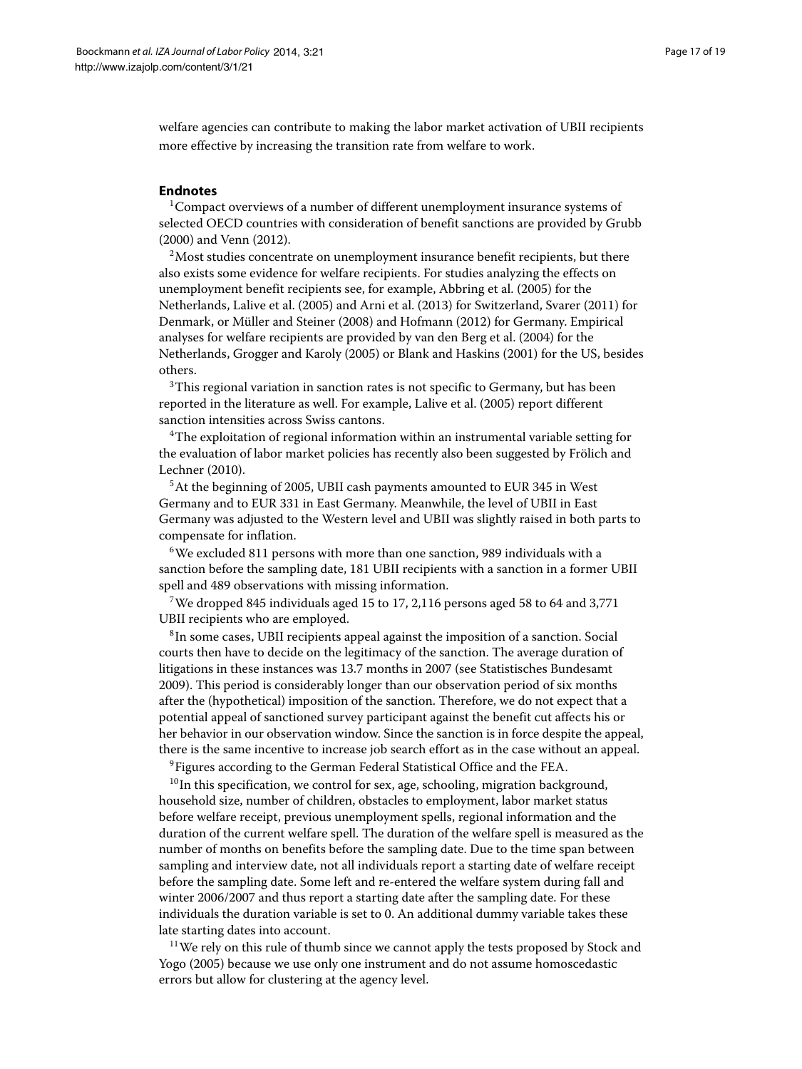welfare agencies can contribute to making the labor market activation of UBII recipients more effective by increasing the transition rate from welfare to work.

## Endnotes

[1]Compact overviews of a number of different unemployment insurance systems of selected OECD countries with consideration of benefit sanctions are provided by Grubb (2000) and Venn (2012).

[2]Most studies concentrate on unemployment insurance benefit recipients, but there also exists some evidence for welfare recipients. For studies analyzing the effects on unemployment benefit recipients see, for example, Abbring et al. (2005) for the Netherlands, Lalive et al. (2005) and Arni et al. (2013) for Switzerland, Svarer (2011) for Denmark, or Müller and Steiner (2008) and Hofmann (2012) for Germany. Empirical analyses for welfare recipients are provided by van den Berg et al. (2004) for the Netherlands, Grogger and Karoly (2005) or Blank and Haskins (2001) for the US, besides others.

[3]This regional variation in sanction rates is not specific to Germany, but has been reported in the literature as well. For example, Lalive et al. (2005) report different sanction intensities across Swiss cantons.

[4]The exploitation of regional information within an instrumental variable setting for the evaluation of labor market policies has recently also been suggested by Frölich and Lechner (2010).

[5]At the beginning of 2005, UBII cash payments amounted to EUR 345 in West Germany and to EUR 331 in East Germany. Meanwhile, the level of UBII in East Germany was adjusted to the Western level and UBII was slightly raised in both parts to compensate for inflation.

[6]We excluded 811 persons with more than one sanction, 989 individuals with a sanction before the sampling date, 181 UBII recipients with a sanction in a former UBII spell and 489 observations with missing information.

[7]We dropped 845 individuals aged 15 to 17, 2,116 persons aged 58 to 64 and 3,771 UBII recipients who are employed.

[8]In some cases, UBII recipients appeal against the imposition of a sanction. Social courts then have to decide on the legitimacy of the sanction. The average duration of litigations in these instances was 13.7 months in 2007 (see Statistisches Bundesamt 2009). This period is considerably longer than our observation period of six months after the (hypothetical) imposition of the sanction. Therefore, we do not expect that a potential appeal of sanctioned survey participant against the benefit cut affects his or her behavior in our observation window. Since the sanction is in force despite the appeal, there is the same incentive to increase job search effort as in the case without an appeal.

[9]Figures according to the German Federal Statistical Office and the FEA.

[10]In this specification, we control for sex, age, schooling, migration background, household size, number of children, obstacles to employment, labor market status before welfare receipt, previous unemployment spells, regional information and the duration of the current welfare spell. The duration of the welfare spell is measured as the number of months on benefits before the sampling date. Due to the time span between sampling and interview date, not all individuals report a starting date of welfare receipt before the sampling date. Some left and re-entered the welfare system during fall and winter 2006/2007 and thus report a starting date after the sampling date. For these individuals the duration variable is set to 0. An additional dummy variable takes these late starting dates into account.

[11]We rely on this rule of thumb since we cannot apply the tests proposed by Stock and Yogo (2005) because we use only one instrument and do not assume homoscedastic errors but allow for clustering at the agency level.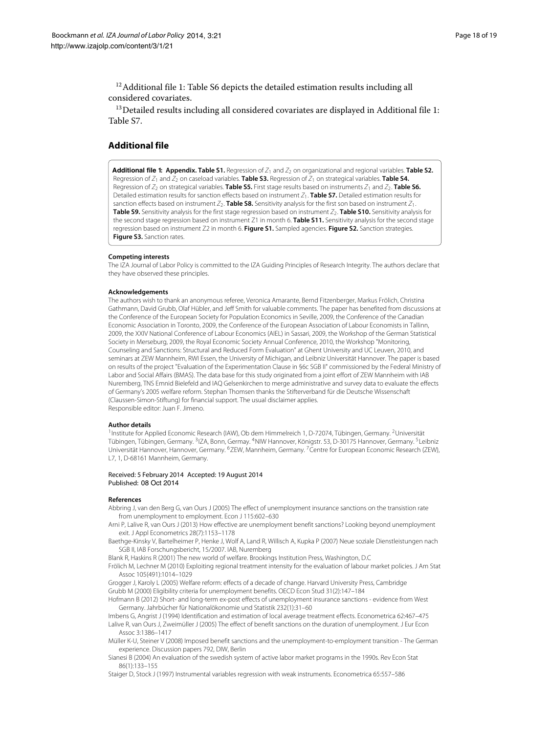[12] Additional file 1: Table S6 depicts the detailed estimation results including all considered covariates.

[13] Detailed results including all considered covariates are displayed in Additional file 1: Table S7.

## Additional file

**Additional file 1: Appendix. Table S1.** Regression of $Z_1$ and $Z_2$ on organizational and regional variables. **Table S2.** Regression of $Z_1$ and $Z_2$ on caseload variables. **Table S3.** Regression of $Z_1$ on strategical variables. **Table S4.** Regression of $Z_2$ on strategical variables. **Table S5.** First stage results based on instruments $Z_1$ and $Z_2$. **Table S6.** Detailed estimation results for sanction effects based on instrument $Z_1$. **Table S7.** Detailed estimation results for sanction effects based on instrument $Z_2$. **Table S8.** Sensitivity analysis for the first son based on instrument $Z_1$. **Table S9.** Sensitivity analysis for the first stage regression based on instrument $Z_2$. **Table S10.** Sensitivity analysis for the second stage regression based on instrument Z1 in month 6. **Table S11.** Sensitivity analysis for the second stage regression based on instrument Z2 in month 6. **Figure S1.** Sampled agencies. **Figure S2.** Sanction strategies. **Figure S3.** Sanction rates.

#### Competing interests

The IZA Journal of Labor Policy is committed to the IZA Guiding Principles of Research Integrity. The authors declare that they have observed these principles.

#### Acknowledgements

The authors wish to thank an anonymous referee, Veronica Amarante, Bernd Fitzenberger, Markus Frölich, Christina Gathmann, David Grubb, Olaf Hübler, and Jeff Smith for valuable comments. The paper has benefited from discussions at the Conference of the European Society for Population Economics in Seville, 2009, the Conference of the Canadian Economic Association in Toronto, 2009, the Conference of the European Association of Labour Economists in Tallinn, 2009, the XXIV National Conference of Labour Economics (AIEL) in Sassari, 2009, the Workshop of the German Statistical Society in Merseburg, 2009, the Royal Economic Society Annual Conference, 2010, the Workshop "Monitoring, Counseling and Sanctions: Structural and Reduced Form Evaluation" at Ghent University and UC Leuven, 2010, and seminars at ZEW Mannheim, RWI Essen, the University of Michigan, and Leibniz Universität Hannover. The paper is based on results of the project "Evaluation of the Experimentation Clause in §6c SGB II" commissioned by the Federal Ministry of Labor and Social Affairs (BMAS). The data base for this study originated from a joint effort of ZEW Mannheim with IAB Nuremberg, TNS Emnid Bielefeld and IAQ Gelsenkirchen to merge administrative and survey data to evaluate the effects of Germany's 2005 welfare reform. Stephan Thomsen thanks the Stifterverband für die Deutsche Wissenschaft (Claussen-Simon-Stiftung) for financial support. The usual disclaimer applies.
Responsible editor: Juan F. Jimeno.

#### Author details

[1] Institute for Applied Economic Research (IAW), Ob dem Himmelreich 1, D-72074, Tübingen, Germany. [2] Universität Tübingen, Tübingen, Germany. [3] IZA, Bonn, Germay. [4] NIW Hannover, Königstr. 53, D-30175 Hannover, Germany. [5] Leibniz Universität Hannover, Hannover, Germany. [6] ZEW, Mannheim, Germany. [7] Centre for European Economic Research (ZEW), L7, 1, D-68161 Mannheim, Germany.

Received: 5 February 2014 Accepted: 19 August 2014
Published: 08 Oct 2014

#### References

Abbring J, van den Berg G, van Ours J (2005) The effect of unemployment insurance sanctions on the transistion rate from unemployment to employment. Econ J 115:602–630

Arni P, Lalive R, van Ours J (2013) How effective are unemployment benefit sanctions? Looking beyond unemployment exit. J Appl Econometrics 28(7):1153–1178

Baethge-Kinsky V, Bartelheimer P, Henke J, Wolf A, Land R, Willisch A, Kupka P (2007) Neue soziale Dienstleistungen nach SGB II, IAB Forschungsbericht, 15/2007. IAB, Nuremberg

Blank R, Haskins R (2001) The new world of welfare. Brookings Institution Press, Washington, D.C

Frölich M, Lechner M (2010) Exploiting regional treatment intensity for the evaluation of labour market policies. J Am Stat Assoc 105(491):1014–1029

Grogger J, Karoly L (2005) Welfare reform: effects of a decade of change. Harvard University Press, Cambridge

Grubb M (2000) Eligibility criteria for unemployment benefits. OECD Econ Stud 31(2):147–184

Hofmann B (2012) Short- and long-term ex-post effects of unemployment insurance sanctions - evidence from West Germany. Jahrbücher für Nationalökonomie und Statistik 232(1):31–60

Imbens G, Angrist J (1994) Identification and estimation of local average treatment effects. Econometrica 62:467–475

Lalive R, van Ours J, Zweimüller J (2005) The effect of benefit sanctions on the duration of unemployment. J Eur Econ Assoc 3:1386–1417

Müller K-U, Steiner V (2008) Imposed benefit sanctions and the unemployment-to-employment transition - The German experience. Discussion papers 792, DIW, Berlin

Sianesi B (2004) An evaluation of the swedish system of active labor market programs in the 1990s. Rev Econ Stat 86(1):133–155

Staiger D, Stock J (1997) Instrumental variables regression with weak instruments. Econometrica 65:557–586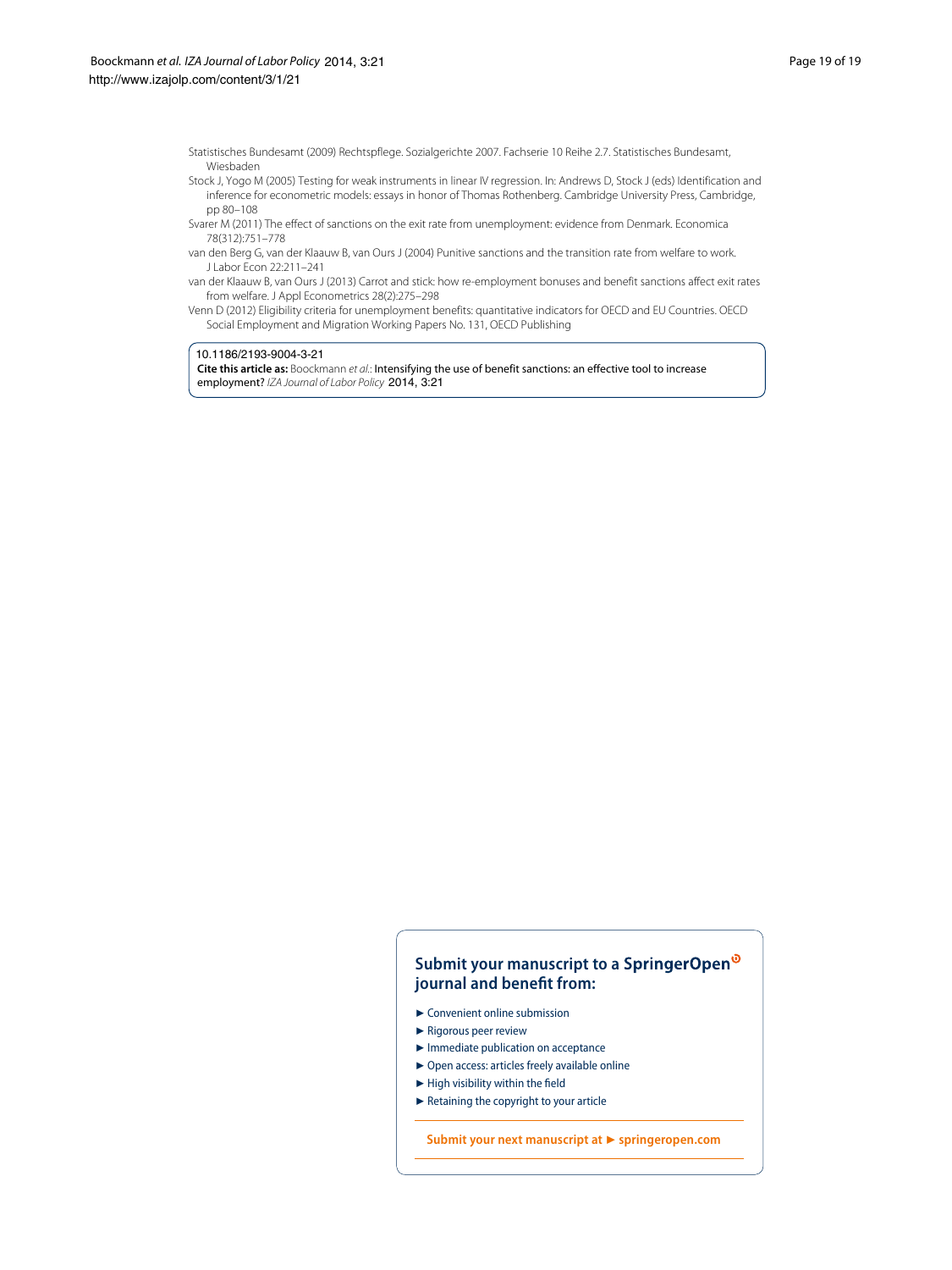Statistisches Bundesamt (2009) Rechtspflege. Sozialgerichte 2007. Fachserie 10 Reihe 2.7. Statistisches Bundesamt, Wiesbaden

Stock J, Yogo M (2005) Testing for weak instruments in linear IV regression. In: Andrews D, Stock J (eds) Identification and inference for econometric models: essays in honor of Thomas Rothenberg. Cambridge University Press, Cambridge, pp 80–108

Svarer M (2011) The effect of sanctions on the exit rate from unemployment: evidence from Denmark. Economica 78(312):751–778

van den Berg G, van der Klaauw B, van Ours J (2004) Punitive sanctions and the transition rate from welfare to work. J Labor Econ 22:211–241

van der Klaauw B, van Ours J (2013) Carrot and stick: how re-employment bonuses and benefit sanctions affect exit rates from welfare. J Appl Econometrics 28(2):275–298

Venn D (2012) Eligibility criteria for unemployment benefits: quantitative indicators for OECD and EU Countries. OECD Social Employment and Migration Working Papers No. 131, OECD Publishing

10.1186/2193-9004-3-21

**Cite this article as:** Boockmann *et al.*: Intensifying the use of benefit sanctions: an effective tool to increase employment? *IZA Journal of Labor Policy* 2014, 3:21

**Submit your manuscript to a SpringerOpen journal and benefit from:**

- ► Convenient online submission
- ► Rigorous peer review
- ► Immediate publication on acceptance
- ► Open access: articles freely available online
- ► High visibility within the field
- ► Retaining the copyright to your article

**Submit your next manuscript at ► springeropen.com**